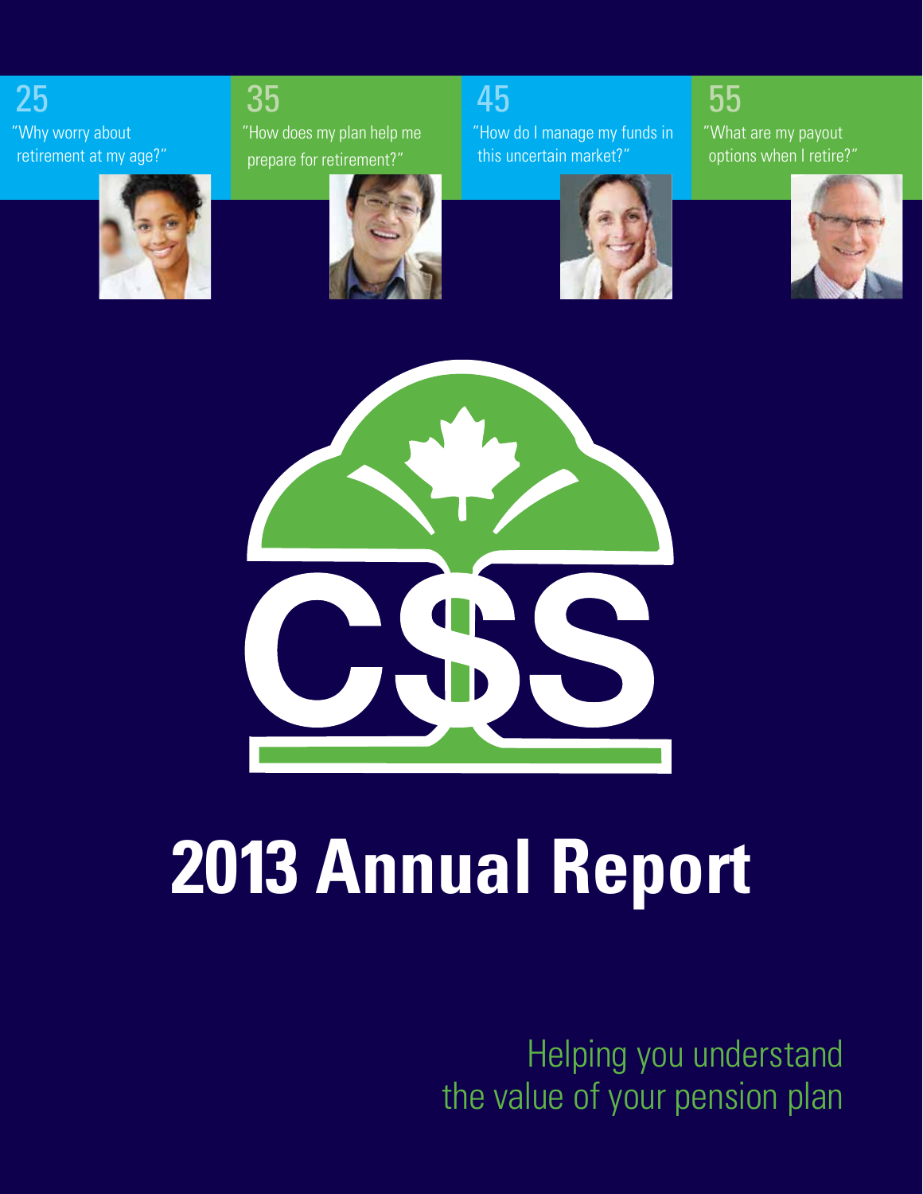25

"Why worry about retirement at my age?"

35

"How does my plan help me prepare for retirement?"

45

"How do I manage my funds in this uncertain market?"

55

"What are my payout options when I retire?"

CSS

# 2013 Annual Report

Helping you understand the value of your pension plan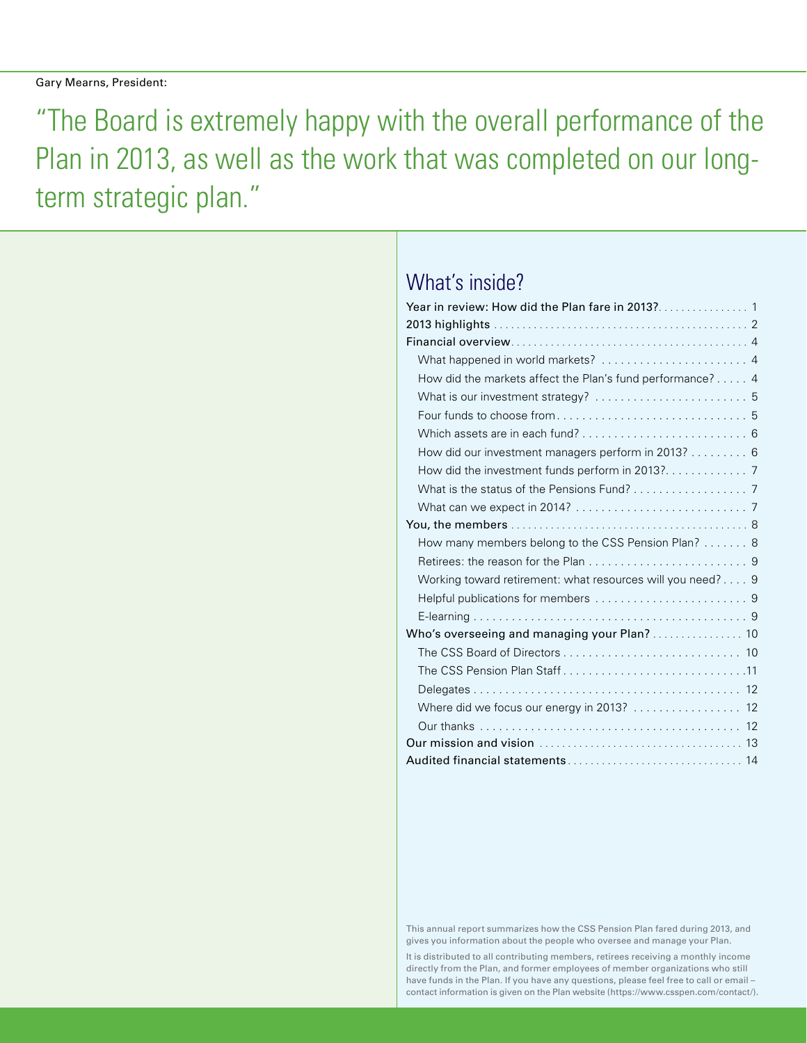Gary Mearns, President:

"The Board is extremely happy with the overall performance of the Plan in 2013, as well as the work that was completed on our long-term strategic plan."

## What's inside?

| | |
|---|---|
| **Year in review: How did the Plan fare in 2013?** | 1 |
| **2013 highlights** | 2 |
| **Financial overview** | 4 |
| What happened in world markets? | 4 |
| How did the markets affect the Plan's fund performance? | 4 |
| What is our investment strategy? | 5 |
| Four funds to choose from | 5 |
| Which assets are in each fund? | 6 |
| How did our investment managers perform in 2013? | 6 |
| How did the investment funds perform in 2013? | 7 |
| What is the status of the Pensions Fund? | 7 |
| What can we expect in 2014? | 7 |
| **You, the members** | 8 |
| How many members belong to the CSS Pension Plan? | 8 |
| Retirees: the reason for the Plan | 9 |
| Working toward retirement: what resources will you need? | 9 |
| Helpful publications for members | 9 |
| E-learning | 9 |
| **Who's overseeing and managing your Plan?** | 10 |
| The CSS Board of Directors | 10 |
| The CSS Pension Plan Staff | 11 |
| Delegates | 12 |
| Where did we focus our energy in 2013? | 12 |
| Our thanks | 12 |
| **Our mission and vision** | 13 |
| **Audited financial statements** | 14 |

This annual report summarizes how the CSS Pension Plan fared during 2013, and gives you information about the people who oversee and manage your Plan.

It is distributed to all contributing members, retirees receiving a monthly income directly from the Plan, and former employees of member organizations who still have funds in the Plan. If you have any questions, please feel free to call or email – contact information is given on the Plan website (https://www.csspen.com/contact/).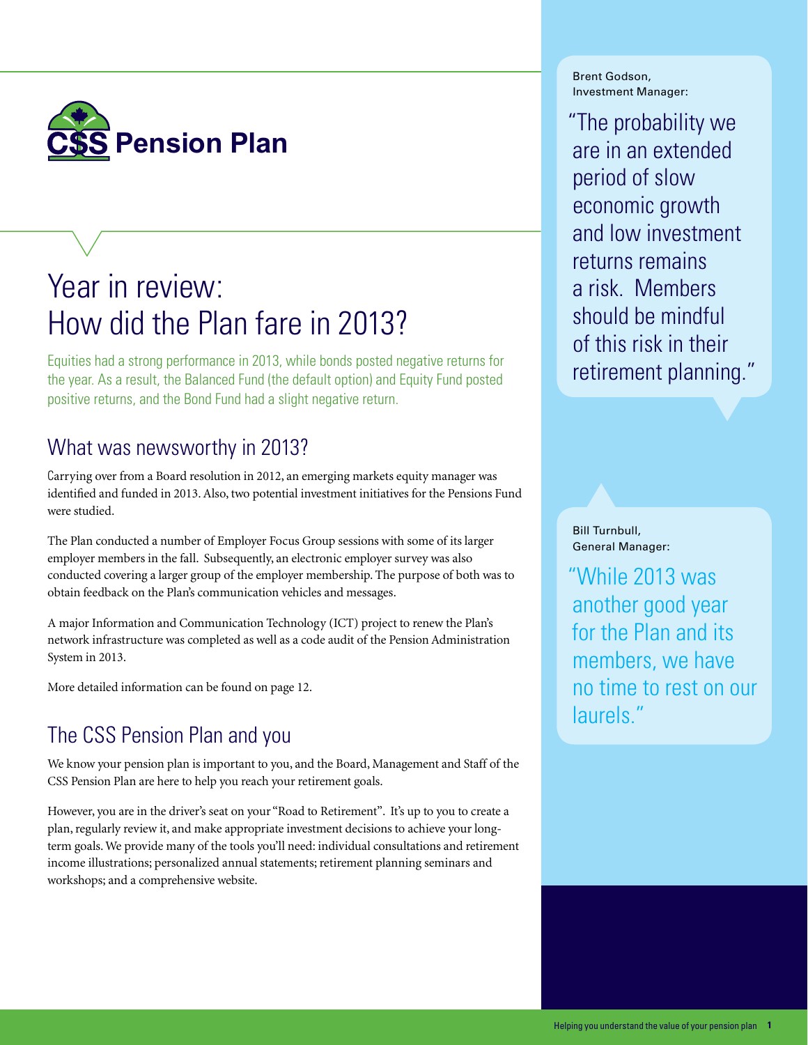# CSS Pension Plan

## Year in review: How did the Plan fare in 2013?

Equities had a strong performance in 2013, while bonds posted negative returns for the year. As a result, the Balanced Fund (the default option) and Equity Fund posted positive returns, and the Bond Fund had a slight negative return.

### What was newsworthy in 2013?

Carrying over from a Board resolution in 2012, an emerging markets equity manager was identified and funded in 2013. Also, two potential investment initiatives for the Pensions Fund were studied.

The Plan conducted a number of Employer Focus Group sessions with some of its larger employer members in the fall. Subsequently, an electronic employer survey was also conducted covering a larger group of the employer membership. The purpose of both was to obtain feedback on the Plan's communication vehicles and messages.

A major Information and Communication Technology (ICT) project to renew the Plan's network infrastructure was completed as well as a code audit of the Pension Administration System in 2013.

More detailed information can be found on page 12.

### The CSS Pension Plan and you

We know your pension plan is important to you, and the Board, Management and Staff of the CSS Pension Plan are here to help you reach your retirement goals.

However, you are in the driver's seat on your "Road to Retirement". It's up to you to create a plan, regularly review it, and make appropriate investment decisions to achieve your long-term goals. We provide many of the tools you'll need: individual consultations and retirement income illustrations; personalized annual statements; retirement planning seminars and workshops; and a comprehensive website.

Brent Godson, Investment Manager:

"The probability we are in an extended period of slow economic growth and low investment returns remains a risk. Members should be mindful of this risk in their retirement planning."

Bill Turnbull, General Manager:

"While 2013 was another good year for the Plan and its members, we have no time to rest on our laurels."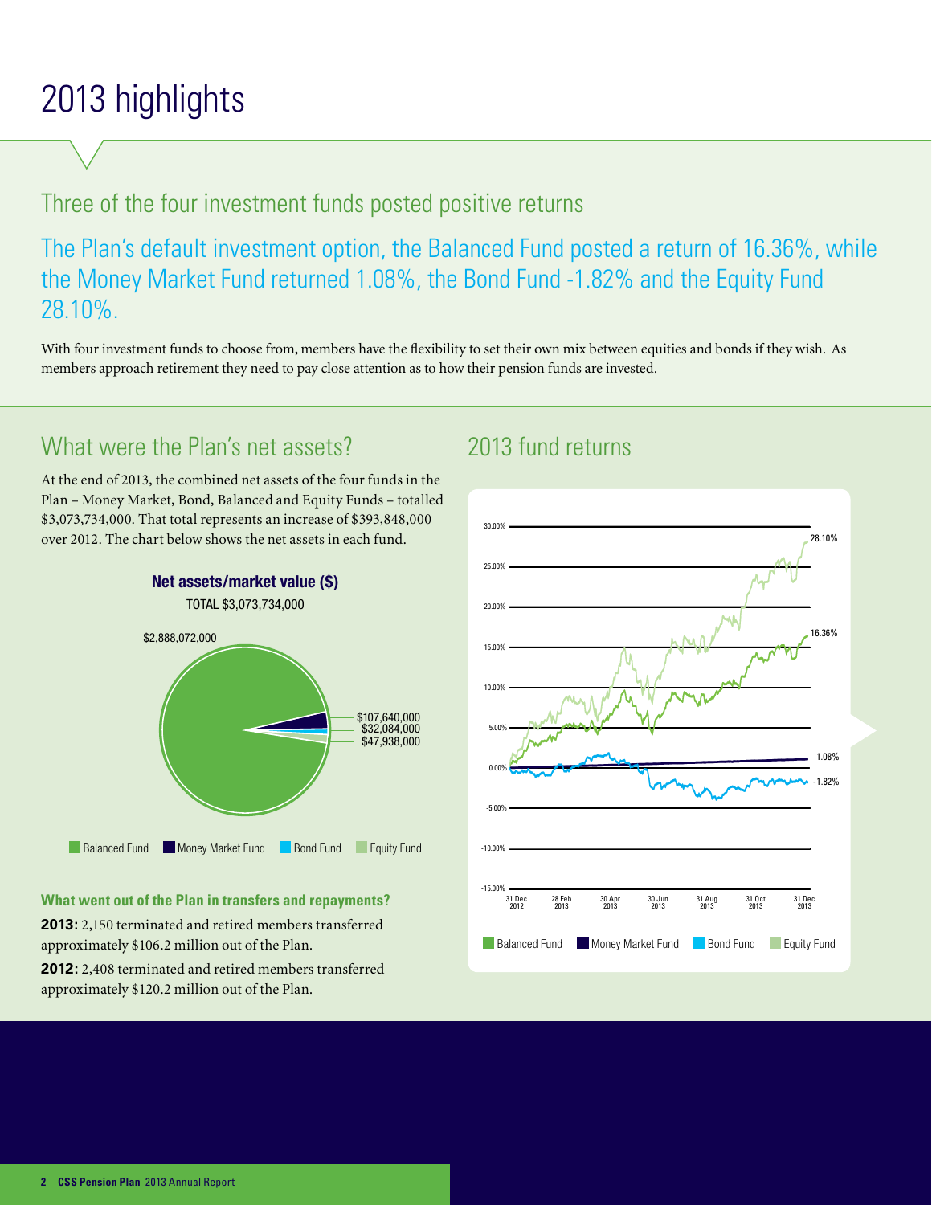# 2013 highlights

## Three of the four investment funds posted positive returns

The Plan's default investment option, the Balanced Fund posted a return of 16.36%, while the Money Market Fund returned 1.08%, the Bond Fund -1.82% and the Equity Fund 28.10%.

With four investment funds to choose from, members have the flexibility to set their own mix between equities and bonds if they wish. As members approach retirement they need to pay close attention as to how their pension funds are invested.

## What were the Plan's net assets?

At the end of 2013, the combined net assets of the four funds in the Plan – Money Market, Bond, Balanced and Equity Funds – totalled $3,073,734,000. That total represents an increase of $393,848,000 over 2012. The chart below shows the net assets in each fund.

**Net assets/market value ($)**

TOTAL $3,073,734,000

- Balanced Fund: $2,888,072,000
- Money Market Fund: $107,640,000
- Bond Fund: $32,084,000
- Equity Fund: $47,938,000

**What went out of the Plan in transfers and repayments?**

**2013:** 2,150 terminated and retired members transferred approximately $106.2 million out of the Plan.

**2012:** 2,408 terminated and retired members transferred approximately $120.2 million out of the Plan.

## 2013 fund returns

- Equity Fund: 28.10%
- Balanced Fund: 16.36%
- Money Market Fund: 1.08%
- Bond Fund: -1.82%

(Chart period: 31 Dec 2012 – 31 Dec 2013)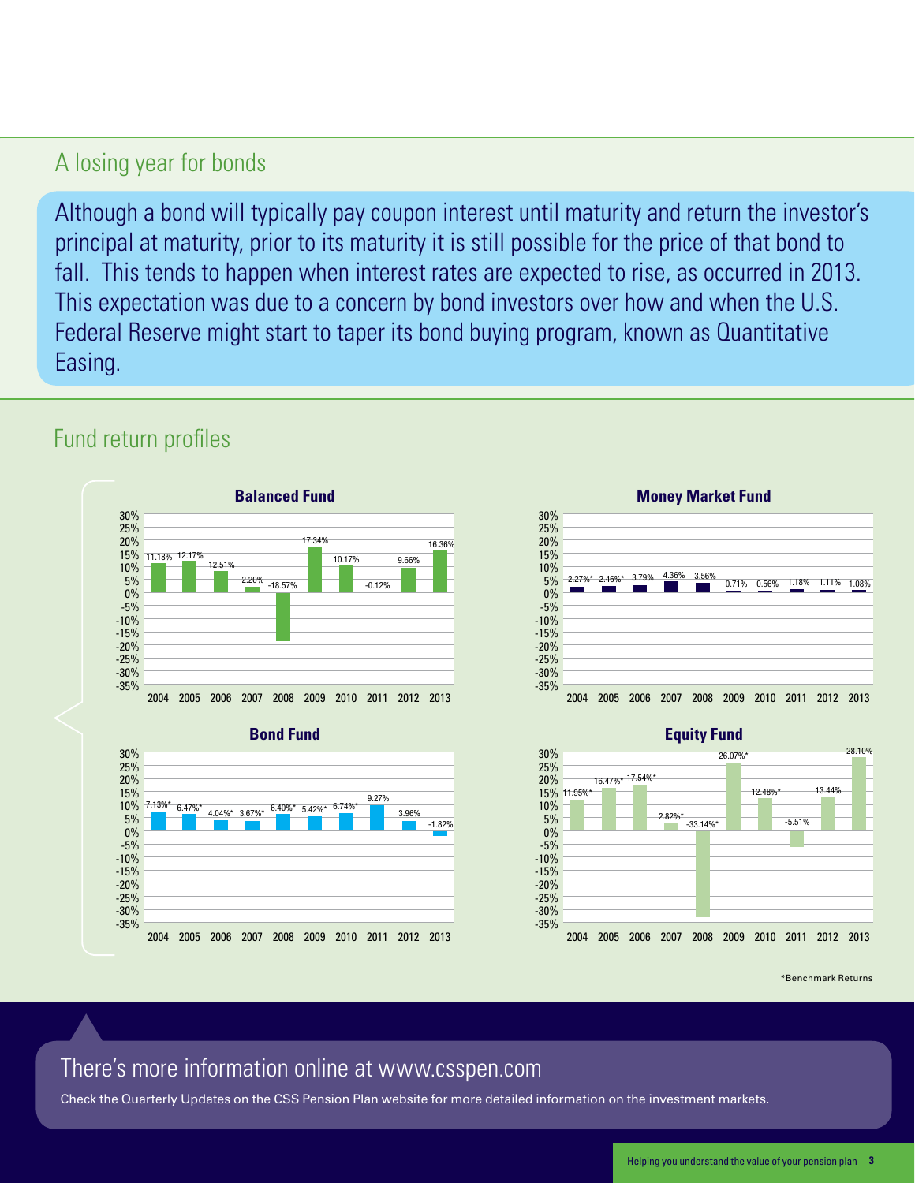## A losing year for bonds

Although a bond will typically pay coupon interest until maturity and return the investor's principal at maturity, prior to its maturity it is still possible for the price of that bond to fall. This tends to happen when interest rates are expected to rise, as occurred in 2013. This expectation was due to a concern by bond investors over how and when the U.S. Federal Reserve might start to taper its bond buying program, known as Quantitative Easing.

## Fund return profiles

**Balanced Fund**

| 2004 | 2005 | 2006 | 2007 | 2008 | 2009 | 2010 | 2011 | 2012 | 2013 |
|---|---|---|---|---|---|---|---|---|---|
| 11.18% | 12.17% | 12.51% | 2.20% | -18.57% | 17.34% | 10.17% | -0.12% | 9.66% | 16.36% |

**Money Market Fund**

| 2004 | 2005 | 2006 | 2007 | 2008 | 2009 | 2010 | 2011 | 2012 | 2013 |
|---|---|---|---|---|---|---|---|---|---|
| 2.27%* | 2.46%* | 3.79% | 4.36% | 3.56% | 0.71% | 0.56% | 1.18% | 1.11% | 1.08% |

**Bond Fund**

| 2004 | 2005 | 2006 | 2007 | 2008 | 2009 | 2010 | 2011 | 2012 | 2013 |
|---|---|---|---|---|---|---|---|---|---|
| 7.13%* | 6.47%* | 4.04%* | 3.67%* | 6.40%* | 5.42%* | 6.74%* | 9.27% | 3.96% | -1.82% |

**Equity Fund**

| 2004 | 2005 | 2006 | 2007 | 2008 | 2009 | 2010 | 2011 | 2012 | 2013 |
|---|---|---|---|---|---|---|---|---|---|
| 11.95%* | 16.47%* | 17.54%* | 2.82%* | -33.14%* | 26.07%* | 12.48%* | -5.51% | 13.44% | 28.10% |

*Benchmark Returns

## There's more information online at www.csspen.com

Check the Quarterly Updates on the CSS Pension Plan website for more detailed information on the investment markets.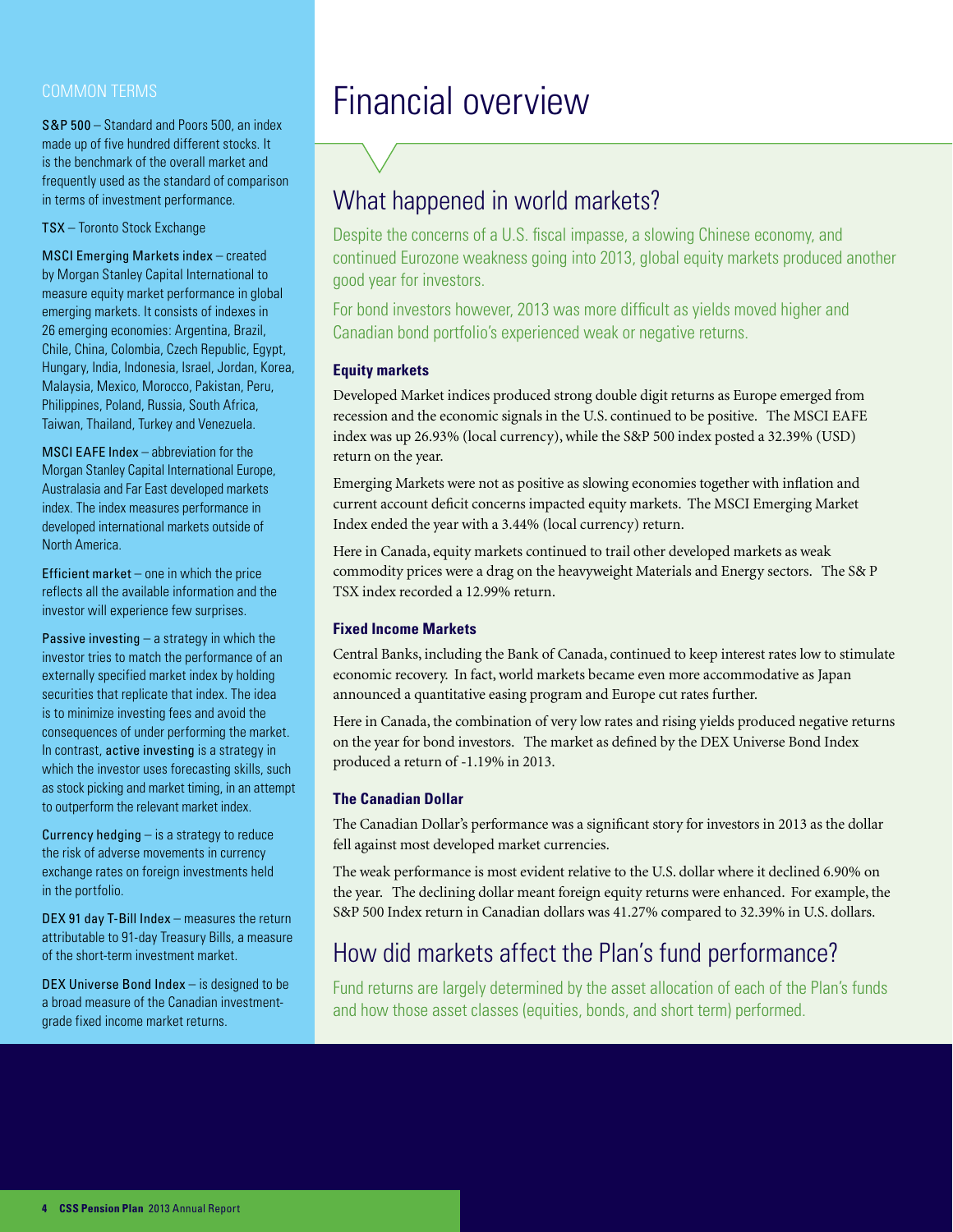# Financial overview

## What happened in world markets?

Despite the concerns of a U.S. fiscal impasse, a slowing Chinese economy, and continued Eurozone weakness going into 2013, global equity markets produced another good year for investors.

For bond investors however, 2013 was more difficult as yields moved higher and Canadian bond portfolio's experienced weak or negative returns.

### Equity markets

Developed Market indices produced strong double digit returns as Europe emerged from recession and the economic signals in the U.S. continued to be positive. The MSCI EAFE index was up 26.93% (local currency), while the S&P 500 index posted a 32.39% (USD) return on the year.

Emerging Markets were not as positive as slowing economies together with inflation and current account deficit concerns impacted equity markets. The MSCI Emerging Market Index ended the year with a 3.44% (local currency) return.

Here in Canada, equity markets continued to trail other developed markets as weak commodity prices were a drag on the heavyweight Materials and Energy sectors. The S& P TSX index recorded a 12.99% return.

### Fixed Income Markets

Central Banks, including the Bank of Canada, continued to keep interest rates low to stimulate economic recovery. In fact, world markets became even more accommodative as Japan announced a quantitative easing program and Europe cut rates further.

Here in Canada, the combination of very low rates and rising yields produced negative returns on the year for bond investors. The market as defined by the DEX Universe Bond Index produced a return of -1.19% in 2013.

### The Canadian Dollar

The Canadian Dollar's performance was a significant story for investors in 2013 as the dollar fell against most developed market currencies.

The weak performance is most evident relative to the U.S. dollar where it declined 6.90% on the year. The declining dollar meant foreign equity returns were enhanced. For example, the S&P 500 Index return in Canadian dollars was 41.27% compared to 32.39% in U.S. dollars.

## How did markets affect the Plan's fund performance?

Fund returns are largely determined by the asset allocation of each of the Plan's funds and how those asset classes (equities, bonds, and short term) performed.

### COMMON TERMS

**S&P 500** – Standard and Poors 500, an index made up of five hundred different stocks. It is the benchmark of the overall market and frequently used as the standard of comparison in terms of investment performance.

**TSX** – Toronto Stock Exchange

**MSCI Emerging Markets index** – created by Morgan Stanley Capital International to measure equity market performance in global emerging markets. It consists of indexes in 26 emerging economies: Argentina, Brazil, Chile, China, Colombia, Czech Republic, Egypt, Hungary, India, Indonesia, Israel, Jordan, Korea, Malaysia, Mexico, Morocco, Pakistan, Peru, Philippines, Poland, Russia, South Africa, Taiwan, Thailand, Turkey and Venezuela.

**MSCI EAFE Index** – abbreviation for the Morgan Stanley Capital International Europe, Australasia and Far East developed markets index. The index measures performance in developed international markets outside of North America.

**Efficient market** – one in which the price reflects all the available information and the investor will experience few surprises.

**Passive investing** – a strategy in which the investor tries to match the performance of an externally specified market index by holding securities that replicate that index. The idea is to minimize investing fees and avoid the consequences of under performing the market. In contrast, **active investing** is a strategy in which the investor uses forecasting skills, such as stock picking and market timing, in an attempt to outperform the relevant market index.

**Currency hedging** – is a strategy to reduce the risk of adverse movements in currency exchange rates on foreign investments held in the portfolio.

**DEX 91 day T-Bill Index** – measures the return attributable to 91-day Treasury Bills, a measure of the short-term investment market.

**DEX Universe Bond Index** – is designed to be a broad measure of the Canadian investment-grade fixed income market returns.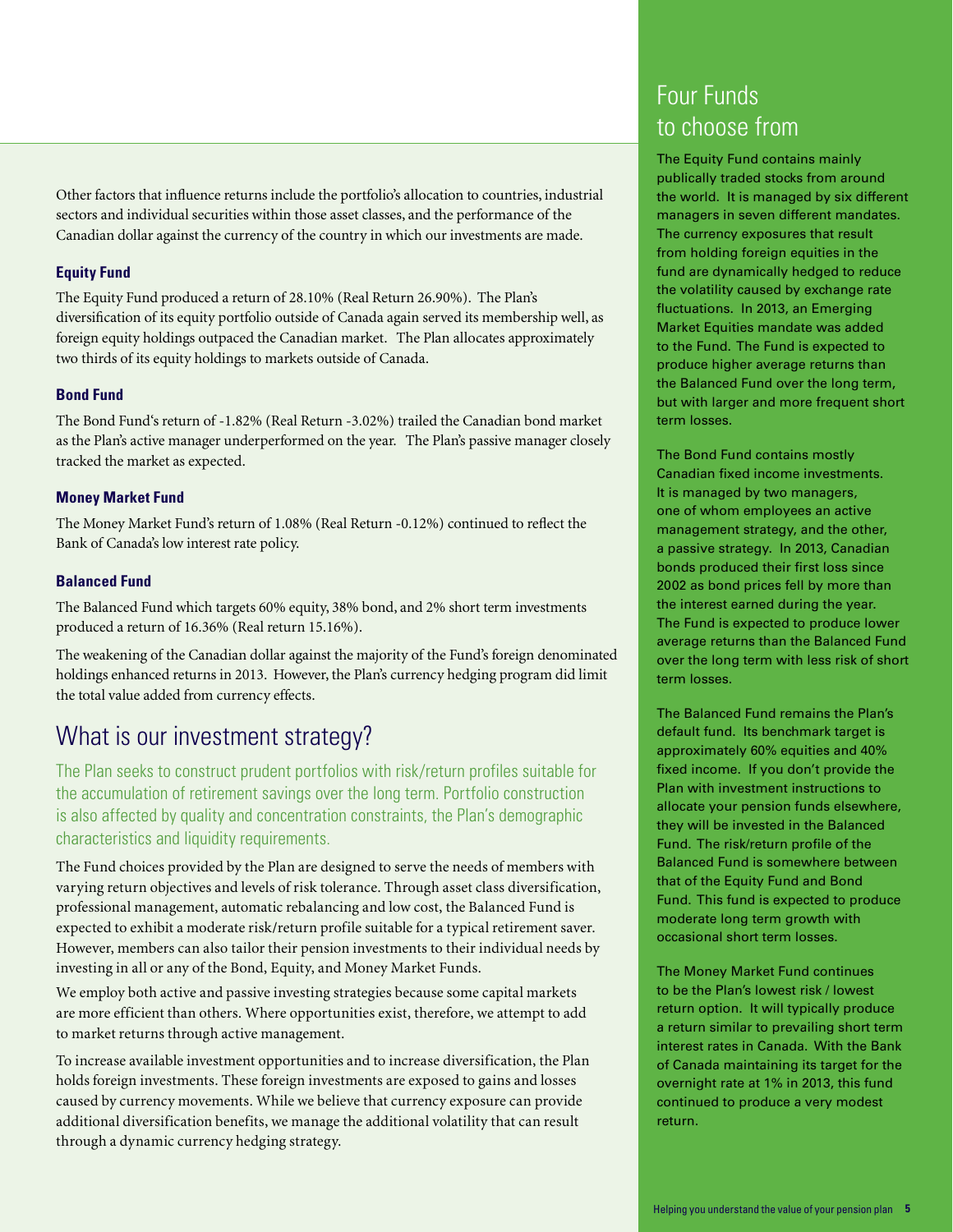Other factors that influence returns include the portfolio's allocation to countries, industrial sectors and individual securities within those asset classes, and the performance of the Canadian dollar against the currency of the country in which our investments are made.

### Equity Fund

The Equity Fund produced a return of 28.10% (Real Return 26.90%). The Plan's diversification of its equity portfolio outside of Canada again served its membership well, as foreign equity holdings outpaced the Canadian market. The Plan allocates approximately two thirds of its equity holdings to markets outside of Canada.

### Bond Fund

The Bond Fund's return of -1.82% (Real Return -3.02%) trailed the Canadian bond market as the Plan's active manager underperformed on the year. The Plan's passive manager closely tracked the market as expected.

### Money Market Fund

The Money Market Fund's return of 1.08% (Real Return -0.12%) continued to reflect the Bank of Canada's low interest rate policy.

### Balanced Fund

The Balanced Fund which targets 60% equity, 38% bond, and 2% short term investments produced a return of 16.36% (Real return 15.16%).

The weakening of the Canadian dollar against the majority of the Fund's foreign denominated holdings enhanced returns in 2013. However, the Plan's currency hedging program did limit the total value added from currency effects.

## What is our investment strategy?

The Plan seeks to construct prudent portfolios with risk/return profiles suitable for the accumulation of retirement savings over the long term. Portfolio construction is also affected by quality and concentration constraints, the Plan's demographic characteristics and liquidity requirements.

The Fund choices provided by the Plan are designed to serve the needs of members with varying return objectives and levels of risk tolerance. Through asset class diversification, professional management, automatic rebalancing and low cost, the Balanced Fund is expected to exhibit a moderate risk/return profile suitable for a typical retirement saver. However, members can also tailor their pension investments to their individual needs by investing in all or any of the Bond, Equity, and Money Market Funds.

We employ both active and passive investing strategies because some capital markets are more efficient than others. Where opportunities exist, therefore, we attempt to add to market returns through active management.

To increase available investment opportunities and to increase diversification, the Plan holds foreign investments. These foreign investments are exposed to gains and losses caused by currency movements. While we believe that currency exposure can provide additional diversification benefits, we manage the additional volatility that can result through a dynamic currency hedging strategy.

## Four Funds to choose from

The Equity Fund contains mainly publically traded stocks from around the world. It is managed by six different managers in seven different mandates. The currency exposures that result from holding foreign equities in the fund are dynamically hedged to reduce the volatility caused by exchange rate fluctuations. In 2013, an Emerging Market Equities mandate was added to the Fund. The Fund is expected to produce higher average returns than the Balanced Fund over the long term, but with larger and more frequent short term losses.

The Bond Fund contains mostly Canadian fixed income investments. It is managed by two managers, one of whom employees an active management strategy, and the other, a passive strategy. In 2013, Canadian bonds produced their first loss since 2002 as bond prices fell by more than the interest earned during the year. The Fund is expected to produce lower average returns than the Balanced Fund over the long term with less risk of short term losses.

The Balanced Fund remains the Plan's default fund. Its benchmark target is approximately 60% equities and 40% fixed income. If you don't provide the Plan with investment instructions to allocate your pension funds elsewhere, they will be invested in the Balanced Fund. The risk/return profile of the Balanced Fund is somewhere between that of the Equity Fund and Bond Fund. This fund is expected to produce moderate long term growth with occasional short term losses.

The Money Market Fund continues to be the Plan's lowest risk / lowest return option. It will typically produce a return similar to prevailing short term interest rates in Canada. With the Bank of Canada maintaining its target for the overnight rate at 1% in 2013, this fund continued to produce a very modest return.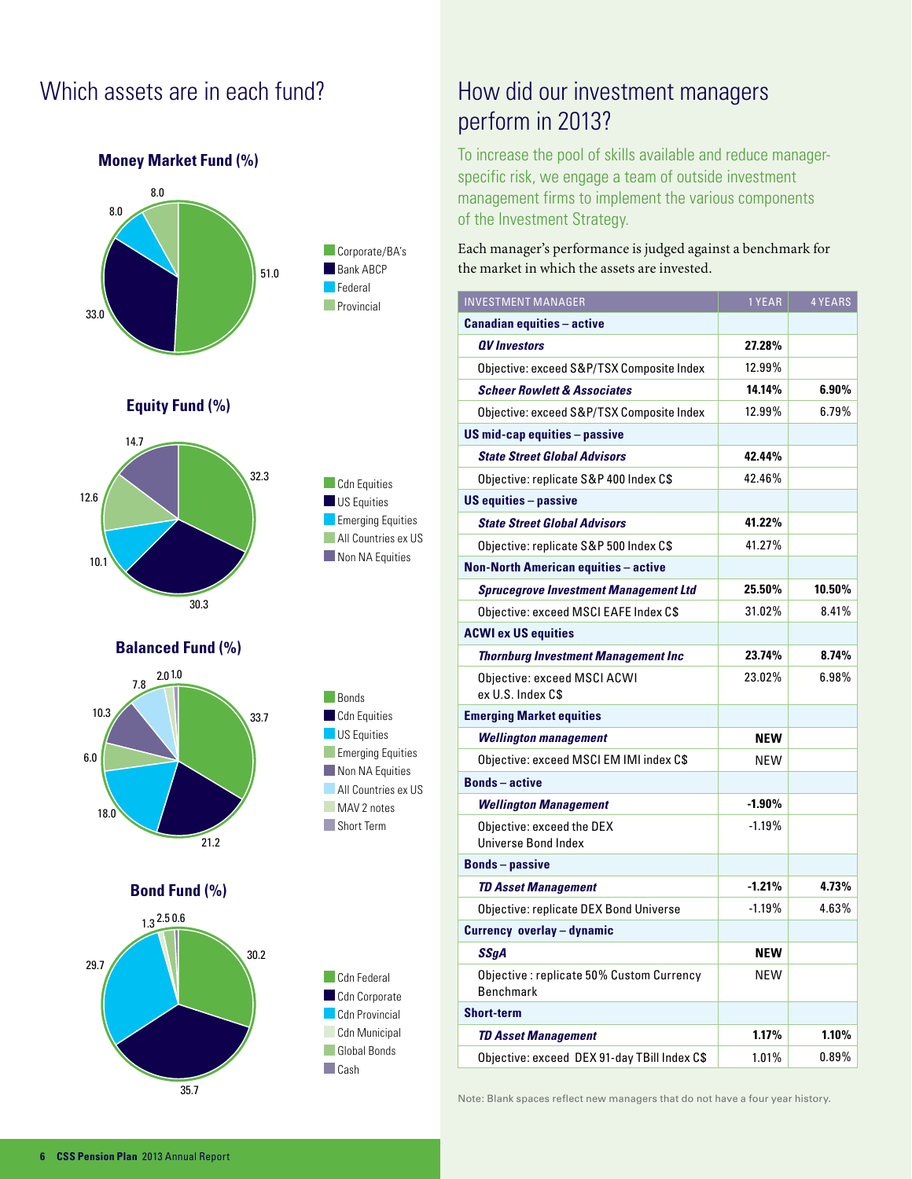# Which assets are in each fund?

**Money Market Fund (%)**

- Corporate/BA's: 51.0
- Bank ABCP: 33.0
- Federal: 8.0
- Provincial: 8.0

**Equity Fund (%)**

- Cdn Equities: 32.3
- US Equities: 30.3
- Emerging Equities: 10.1
- All Countries ex US: 12.6
- Non NA Equities: 14.7

**Balanced Fund (%)**

- Bonds: 33.7
- Cdn Equities: 21.2
- US Equities: 18.0
- Emerging Equities: 6.0
- Non NA Equities: 10.3
- All Countries ex US: 7.8
- MAV 2 notes: 2.0
- Short Term: 1.0

**Bond Fund (%)**

- Cdn Federal: 30.2
- Cdn Corporate: 35.7
- Cdn Provincial: 29.7
- Cdn Municipal: 1.3
- Global Bonds: 2.5
- Cash: 0.6

# How did our investment managers perform in 2013?

To increase the pool of skills available and reduce manager-specific risk, we engage a team of outside investment management firms to implement the various components of the Investment Strategy.

Each manager's performance is judged against a benchmark for the market in which the assets are invested.

| INVESTMENT MANAGER | 1 YEAR | 4 YEARS |
|---|---|---|
| **Canadian equities – active** | | |
| ***QV Investors*** | **27.28%** | |
| Objective: exceed S&P/TSX Composite Index | 12.99% | |
| ***Scheer Rowlett & Associates*** | **14.14%** | **6.90%** |
| Objective: exceed S&P/TSX Composite Index | 12.99% | 6.79% |
| **US mid-cap equities – passive** | | |
| ***State Street Global Advisors*** | **42.44%** | |
| Objective: replicate S&P 400 Index C$ | 42.46% | |
| **US equities – passive** | | |
| ***State Street Global Advisors*** | **41.22%** | |
| Objective: replicate S&P 500 Index C$ | 41.27% | |
| **Non-North American equities – active** | | |
| ***Sprucegrove Investment Management Ltd*** | **25.50%** | **10.50%** |
| Objective: exceed MSCI EAFE Index C$ | 31.02% | 8.41% |
| **ACWI ex US equities** | | |
| ***Thornburg Investment Management Inc*** | **23.74%** | **8.74%** |
| Objective: exceed MSCI ACWI ex U.S. Index C$ | 23.02% | 6.98% |
| **Emerging Market equities** | | |
| ***Wellington management*** | **NEW** | |
| Objective: exceed MSCI EM IMI index C$ | NEW | |
| **Bonds – active** | | |
| ***Wellington Management*** | **-1.90%** | |
| Objective: exceed the DEX Universe Bond Index | -1.19% | |
| **Bonds – passive** | | |
| ***TD Asset Management*** | **-1.21%** | **4.73%** |
| Objective: replicate DEX Bond Universe | -1.19% | 4.63% |
| **Currency overlay – dynamic** | | |
| ***SSgA*** | **NEW** | |
| Objective : replicate 50% Custom Currency Benchmark | NEW | |
| **Short-term** | | |
| ***TD Asset Management*** | **1.17%** | **1.10%** |
| Objective: exceed DEX 91-day TBill Index C$ | 1.01% | 0.89% |

Note: Blank spaces reflect new managers that do not have a four year history.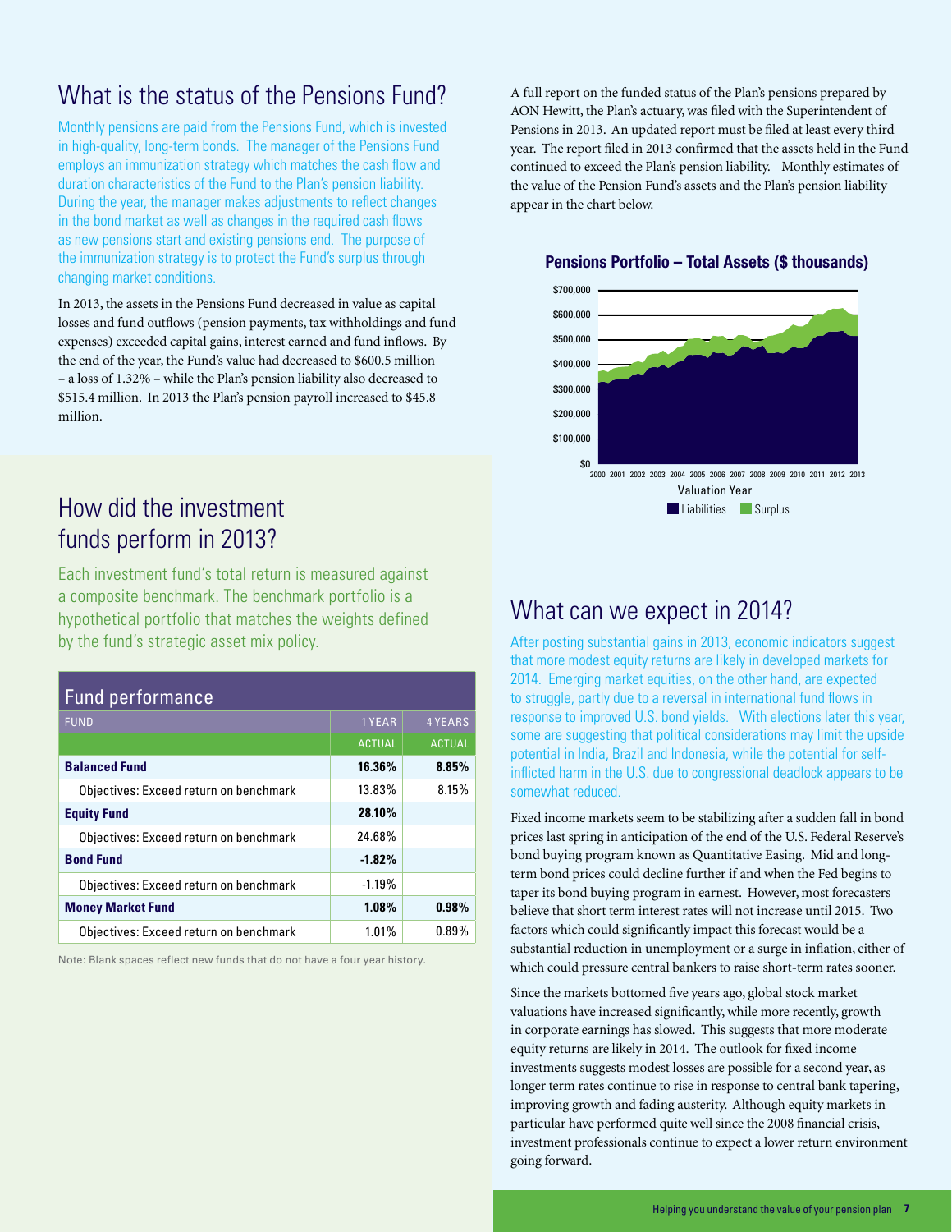## What is the status of the Pensions Fund?

Monthly pensions are paid from the Pensions Fund, which is invested in high-quality, long-term bonds. The manager of the Pensions Fund employs an immunization strategy which matches the cash flow and duration characteristics of the Fund to the Plan's pension liability. During the year, the manager makes adjustments to reflect changes in the bond market as well as changes in the required cash flows as new pensions start and existing pensions end. The purpose of the immunization strategy is to protect the Fund's surplus through changing market conditions.

In 2013, the assets in the Pensions Fund decreased in value as capital losses and fund outflows (pension payments, tax withholdings and fund expenses) exceeded capital gains, interest earned and fund inflows. By the end of the year, the Fund's value had decreased to $600.5 million – a loss of 1.32% – while the Plan's pension liability also decreased to $515.4 million. In 2013 the Plan's pension payroll increased to $45.8 million.

A full report on the funded status of the Plan's pensions prepared by AON Hewitt, the Plan's actuary, was filed with the Superintendent of Pensions in 2013. An updated report must be filed at least every third year. The report filed in 2013 confirmed that the assets held in the Fund continued to exceed the Plan's pension liability. Monthly estimates of the value of the Pension Fund's assets and the Plan's pension liability appear in the chart below.

**Pensions Portfolio – Total Assets ($ thousands)**

Valuation Year (2000–2013); $0 to $700,000

Liabilities | Surplus

## How did the investment funds perform in 2013?

Each investment fund's total return is measured against a composite benchmark. The benchmark portfolio is a hypothetical portfolio that matches the weights defined by the fund's strategic asset mix policy.

| Fund performance | | |
|---|---|---|
| FUND | 1 YEAR | 4 YEARS |
| | ACTUAL | ACTUAL |
| **Balanced Fund** | **16.36%** | **8.85%** |
| Objectives: Exceed return on benchmark | 13.83% | 8.15% |
| **Equity Fund** | **28.10%** | |
| Objectives: Exceed return on benchmark | 24.68% | |
| **Bond Fund** | **-1.82%** | |
| Objectives: Exceed return on benchmark | -1.19% | |
| **Money Market Fund** | **1.08%** | **0.98%** |
| Objectives: Exceed return on benchmark | 1.01% | 0.89% |

Note: Blank spaces reflect new funds that do not have a four year history.

## What can we expect in 2014?

After posting substantial gains in 2013, economic indicators suggest that more modest equity returns are likely in developed markets for 2014. Emerging market equities, on the other hand, are expected to struggle, partly due to a reversal in international fund flows in response to improved U.S. bond yields. With elections later this year, some are suggesting that political considerations may limit the upside potential in India, Brazil and Indonesia, while the potential for self-inflicted harm in the U.S. due to congressional deadlock appears to be somewhat reduced.

Fixed income markets seem to be stabilizing after a sudden fall in bond prices last spring in anticipation of the end of the U.S. Federal Reserve's bond buying program known as Quantitative Easing. Mid and long-term bond prices could decline further if and when the Fed begins to taper its bond buying program in earnest. However, most forecasters believe that short term interest rates will not increase until 2015. Two factors which could significantly impact this forecast would be a substantial reduction in unemployment or a surge in inflation, either of which could pressure central bankers to raise short-term rates sooner.

Since the markets bottomed five years ago, global stock market valuations have increased significantly, while more recently, growth in corporate earnings has slowed. This suggests that more moderate equity returns are likely in 2014. The outlook for fixed income investments suggests modest losses are possible for a second year, as longer term rates continue to rise in response to central bank tapering, improving growth and fading austerity. Although equity markets in particular have performed quite well since the 2008 financial crisis, investment professionals continue to expect a lower return environment going forward.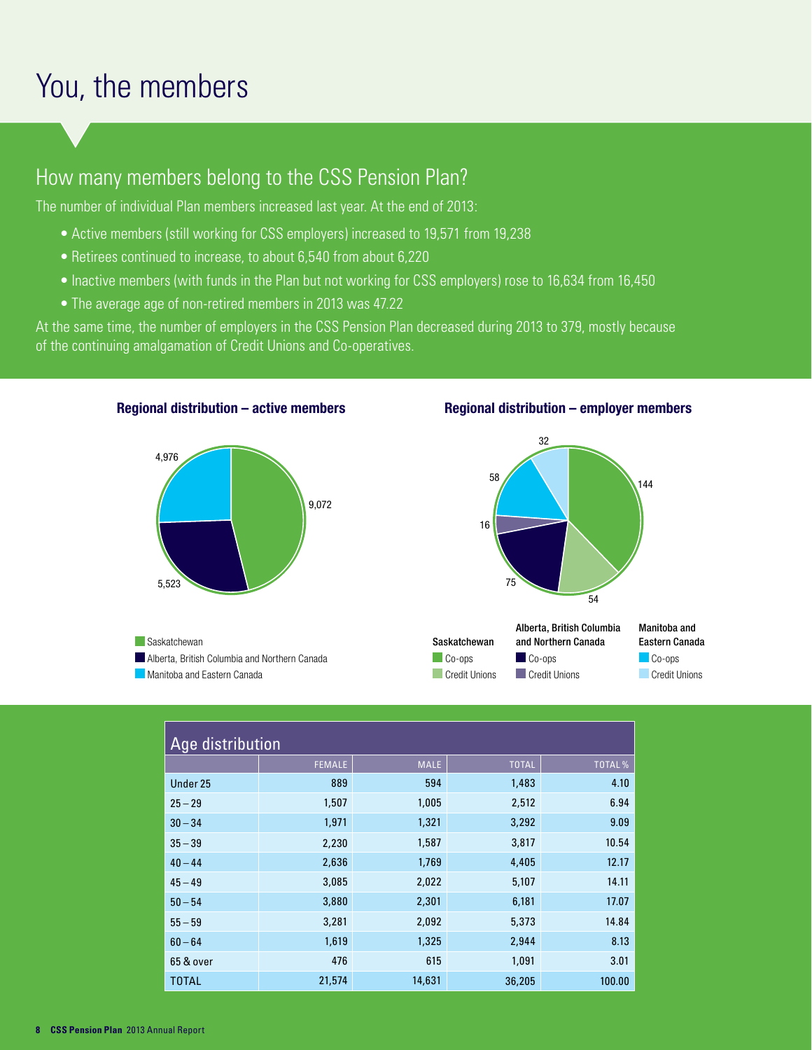# You, the members

## How many members belong to the CSS Pension Plan?

The number of individual Plan members increased last year. At the end of 2013:

- Active members (still working for CSS employers) increased to 19,571 from 19,238
- Retirees continued to increase, to about 6,540 from about 6,220
- Inactive members (with funds in the Plan but not working for CSS employers) rose to 16,634 from 16,450
- The average age of non-retired members in 2013 was 47.22

At the same time, the number of employers in the CSS Pension Plan decreased during 2013 to 379, mostly because of the continuing amalgamation of Credit Unions and Co-operatives.

**Regional distribution – active members**

- Saskatchewan: 9,072
- Alberta, British Columbia and Northern Canada: 5,523
- Manitoba and Eastern Canada: 4,976

**Regional distribution – employer members**

| | Saskatchewan | Alberta, British Columbia and Northern Canada | Manitoba and Eastern Canada |
|---|---|---|---|
| Co-ops | 144 | 75 | 58 |
| Credit Unions | 54 | 16 | 32 |

| Age distribution | | | | |
|---|---|---|---|---|
| | FEMALE | MALE | TOTAL | TOTAL % |
| Under 25 | 889 | 594 | 1,483 | 4.10 |
| 25 – 29 | 1,507 | 1,005 | 2,512 | 6.94 |
| 30 – 34 | 1,971 | 1,321 | 3,292 | 9.09 |
| 35 – 39 | 2,230 | 1,587 | 3,817 | 10.54 |
| 40 – 44 | 2,636 | 1,769 | 4,405 | 12.17 |
| 45 – 49 | 3,085 | 2,022 | 5,107 | 14.11 |
| 50 – 54 | 3,880 | 2,301 | 6,181 | 17.07 |
| 55 – 59 | 3,281 | 2,092 | 5,373 | 14.84 |
| 60 – 64 | 1,619 | 1,325 | 2,944 | 8.13 |
| 65 & over | 476 | 615 | 1,091 | 3.01 |
| TOTAL | 21,574 | 14,631 | 36,205 | 100.00 |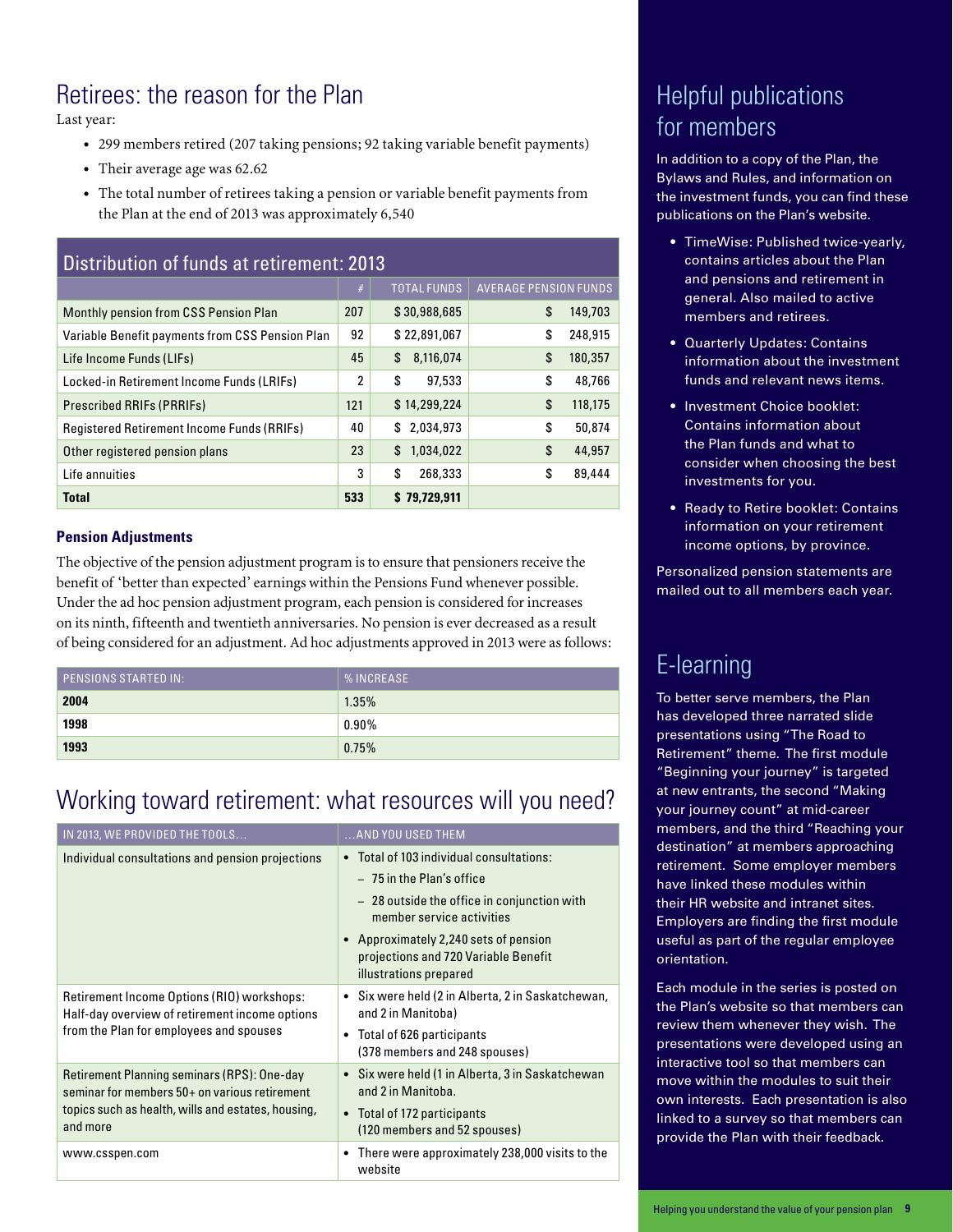## Retirees: the reason for the Plan

Last year:

- 299 members retired (207 taking pensions; 92 taking variable benefit payments)
- Their average age was 62.62
- The total number of retirees taking a pension or variable benefit payments from the Plan at the end of 2013 was approximately 6,540

### Distribution of funds at retirement: 2013

| | # | TOTAL FUNDS | AVERAGE PENSION FUNDS |
|---|---|---|---|
| Monthly pension from CSS Pension Plan | 207 | $ 30,988,685 | $ 149,703 |
| Variable Benefit payments from CSS Pension Plan | 92 | $ 22,891,067 | $ 248,915 |
| Life Income Funds (LIFs) | 45 | $ 8,116,074 | $ 180,357 |
| Locked-in Retirement Income Funds (LRIFs) | 2 | $ 97,533 | $ 48,766 |
| Prescribed RRIFs (PRRIFs) | 121 | $ 14,299,224 | $ 118,175 |
| Registered Retirement Income Funds (RRIFs) | 40 | $ 2,034,973 | $ 50,874 |
| Other registered pension plans | 23 | $ 1,034,022 | $ 44,957 |
| Life annuities | 3 | $ 268,333 | $ 89,444 |
| **Total** | **533** | **$ 79,729,911** | |

#### Pension Adjustments

The objective of the pension adjustment program is to ensure that pensioners receive the benefit of 'better than expected' earnings within the Pensions Fund whenever possible. Under the ad hoc pension adjustment program, each pension is considered for increases on its ninth, fifteenth and twentieth anniversaries. No pension is ever decreased as a result of being considered for an adjustment. Ad hoc adjustments approved in 2013 were as follows:

| PENSIONS STARTED IN: | % INCREASE |
|---|---|
| **2004** | 1.35% |
| **1998** | 0.90% |
| **1993** | 0.75% |

## Working toward retirement: what resources will you need?

| IN 2013, WE PROVIDED THE TOOLS… | …AND YOU USED THEM |
|---|---|
| Individual consultations and pension projections | • Total of 103 individual consultations:<br>– 75 in the Plan's office<br>– 28 outside the office in conjunction with member service activities<br>• Approximately 2,240 sets of pension projections and 720 Variable Benefit illustrations prepared |
| Retirement Income Options (RIO) workshops: Half-day overview of retirement income options from the Plan for employees and spouses | • Six were held (2 in Alberta, 2 in Saskatchewan, and 2 in Manitoba)<br>• Total of 626 participants (378 members and 248 spouses) |
| Retirement Planning seminars (RPS): One-day seminar for members 50+ on various retirement topics such as health, wills and estates, housing, and more | • Six were held (1 in Alberta, 3 in Saskatchewan and 2 in Manitoba.<br>• Total of 172 participants (120 members and 52 spouses) |
| www.csspen.com | • There were approximately 238,000 visits to the website |

## Helpful publications for members

In addition to a copy of the Plan, the Bylaws and Rules, and information on the investment funds, you can find these publications on the Plan's website.

- TimeWise: Published twice-yearly, contains articles about the Plan and pensions and retirement in general. Also mailed to active members and retirees.
- Quarterly Updates: Contains information about the investment funds and relevant news items.
- Investment Choice booklet: Contains information about the Plan funds and what to consider when choosing the best investments for you.
- Ready to Retire booklet: Contains information on your retirement income options, by province.

Personalized pension statements are mailed out to all members each year.

## E-learning

To better serve members, the Plan has developed three narrated slide presentations using "The Road to Retirement" theme. The first module "Beginning your journey" is targeted at new entrants, the second "Making your journey count" at mid-career members, and the third "Reaching your destination" at members approaching retirement. Some employer members have linked these modules within their HR website and intranet sites. Employers are finding the first module useful as part of the regular employee orientation.

Each module in the series is posted on the Plan's website so that members can review them whenever they wish. The presentations were developed using an interactive tool so that members can move within the modules to suit their own interests. Each presentation is also linked to a survey so that members can provide the Plan with their feedback.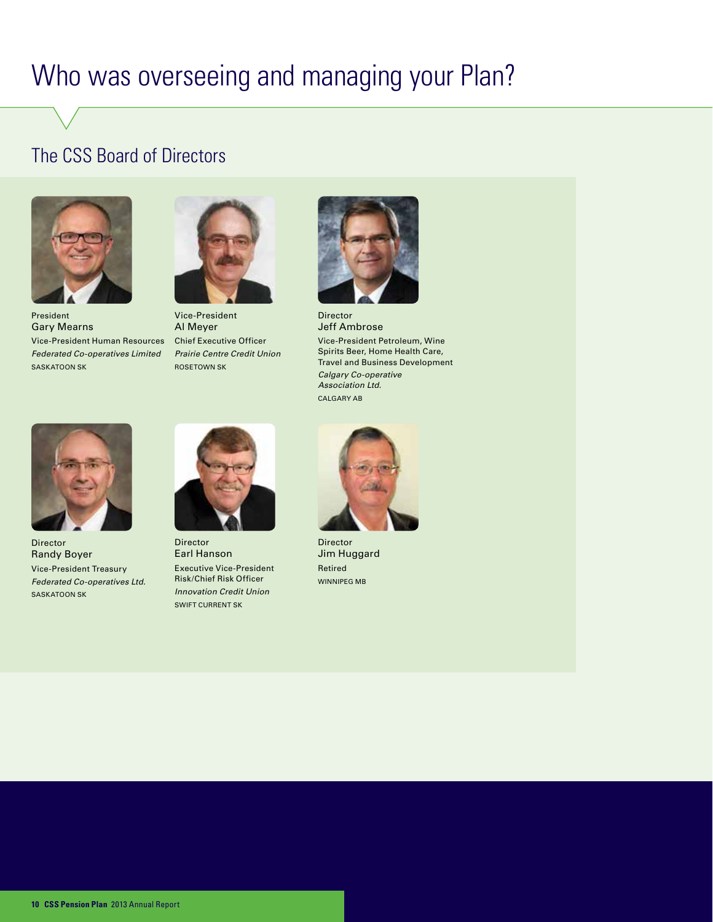# Who was overseeing and managing your Plan?

## The CSS Board of Directors

President
**Gary Mearns**
Vice-President Human Resources
*Federated Co-operatives Limited*
SASKATOON SK

Vice-President
**Al Meyer**
Chief Executive Officer
*Prairie Centre Credit Union*
ROSETOWN SK

Director
**Jeff Ambrose**
Vice-President Petroleum, Wine Spirits Beer, Home Health Care, Travel and Business Development
*Calgary Co-operative Association Ltd.*
CALGARY AB

Director
**Randy Boyer**
Vice-President Treasury
*Federated Co-operatives Ltd.*
SASKATOON SK

Director
**Earl Hanson**
Executive Vice-President Risk/Chief Risk Officer
*Innovation Credit Union*
SWIFT CURRENT SK

Director
**Jim Huggard**
Retired
WINNIPEG MB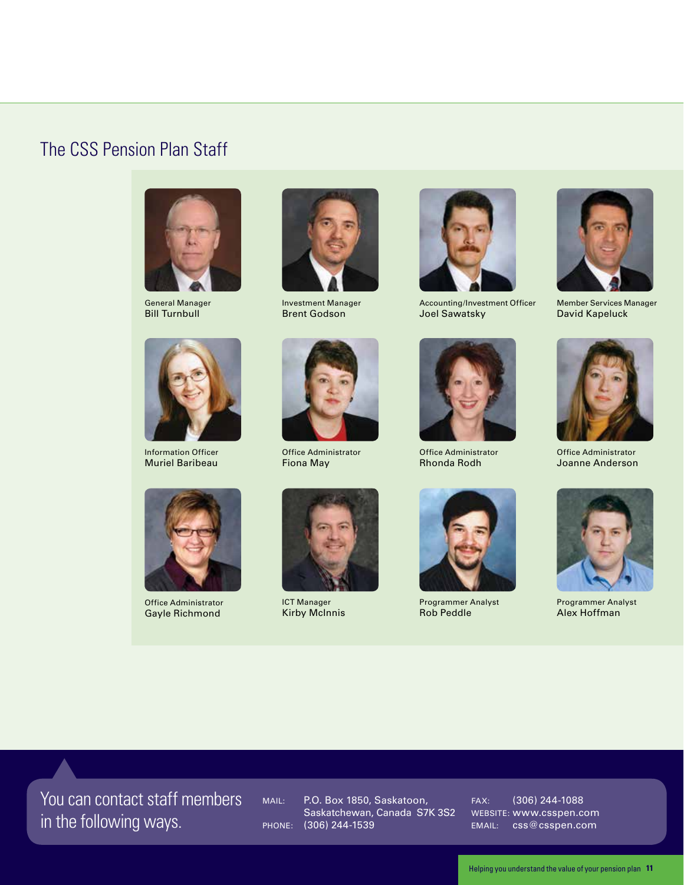## The CSS Pension Plan Staff

General Manager
Bill Turnbull

Investment Manager
Brent Godson

Accounting/Investment Officer
Joel Sawatsky

Member Services Manager
David Kapeluck

Information Officer
Muriel Baribeau

Office Administrator
Fiona May

Office Administrator
Rhonda Rodh

Office Administrator
Joanne Anderson

Office Administrator
Gayle Richmond

ICT Manager
Kirby McInnis

Programmer Analyst
Rob Peddle

Programmer Analyst
Alex Hoffman

You can contact staff members in the following ways.

MAIL: P.O. Box 1850, Saskatoon, Saskatchewan, Canada S7K 3S2

PHONE: (306) 244-1539

FAX: (306) 244-1088

WEBSITE: www.csspen.com

EMAIL: css@csspen.com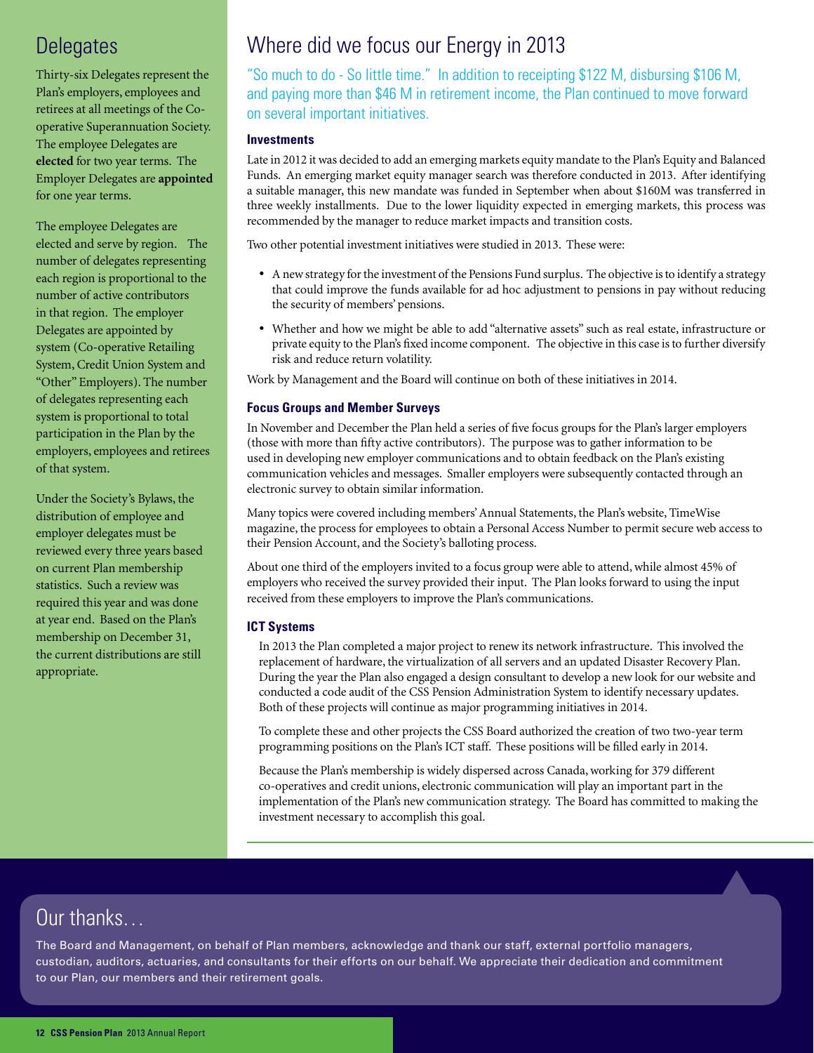## Delegates

Thirty-six Delegates represent the Plan's employers, employees and retirees at all meetings of the Co-operative Superannuation Society. The employee Delegates are **elected** for two year terms. The Employer Delegates are **appointed** for one year terms.

The employee Delegates are elected and serve by region. The number of delegates representing each region is proportional to the number of active contributors in that region. The employer Delegates are appointed by system (Co-operative Retailing System, Credit Union System and "Other" Employers). The number of delegates representing each system is proportional to total participation in the Plan by the employers, employees and retirees of that system.

Under the Society's Bylaws, the distribution of employee and employer delegates must be reviewed every three years based on current Plan membership statistics. Such a review was required this year and was done at year end. Based on the Plan's membership on December 31, the current distributions are still appropriate.

## Where did we focus our Energy in 2013

"So much to do - So little time." In addition to receipting $122 M, disbursing $106 M, and paying more than $46 M in retirement income, the Plan continued to move forward on several important initiatives.

### Investments

Late in 2012 it was decided to add an emerging markets equity mandate to the Plan's Equity and Balanced Funds. An emerging market equity manager search was therefore conducted in 2013. After identifying a suitable manager, this new mandate was funded in September when about $160M was transferred in three weekly installments. Due to the lower liquidity expected in emerging markets, this process was recommended by the manager to reduce market impacts and transition costs.

Two other potential investment initiatives were studied in 2013. These were:

- A new strategy for the investment of the Pensions Fund surplus. The objective is to identify a strategy that could improve the funds available for ad hoc adjustment to pensions in pay without reducing the security of members' pensions.
- Whether and how we might be able to add "alternative assets" such as real estate, infrastructure or private equity to the Plan's fixed income component. The objective in this case is to further diversify risk and reduce return volatility.

Work by Management and the Board will continue on both of these initiatives in 2014.

### Focus Groups and Member Surveys

In November and December the Plan held a series of five focus groups for the Plan's larger employers (those with more than fifty active contributors). The purpose was to gather information to be used in developing new employer communications and to obtain feedback on the Plan's existing communication vehicles and messages. Smaller employers were subsequently contacted through an electronic survey to obtain similar information.

Many topics were covered including members' Annual Statements, the Plan's website, TimeWise magazine, the process for employees to obtain a Personal Access Number to permit secure web access to their Pension Account, and the Society's balloting process.

About one third of the employers invited to a focus group were able to attend, while almost 45% of employers who received the survey provided their input. The Plan looks forward to using the input received from these employers to improve the Plan's communications.

### ICT Systems

In 2013 the Plan completed a major project to renew its network infrastructure. This involved the replacement of hardware, the virtualization of all servers and an updated Disaster Recovery Plan. During the year the Plan also engaged a design consultant to develop a new look for our website and conducted a code audit of the CSS Pension Administration System to identify necessary updates. Both of these projects will continue as major programming initiatives in 2014.

To complete these and other projects the CSS Board authorized the creation of two two-year term programming positions on the Plan's ICT staff. These positions will be filled early in 2014.

Because the Plan's membership is widely dispersed across Canada, working for 379 different co-operatives and credit unions, electronic communication will play an important part in the implementation of the Plan's new communication strategy. The Board has committed to making the investment necessary to accomplish this goal.

## Our thanks…

The Board and Management, on behalf of Plan members, acknowledge and thank our staff, external portfolio managers, custodian, auditors, actuaries, and consultants for their efforts on our behalf. We appreciate their dedication and commitment to our Plan, our members and their retirement goals.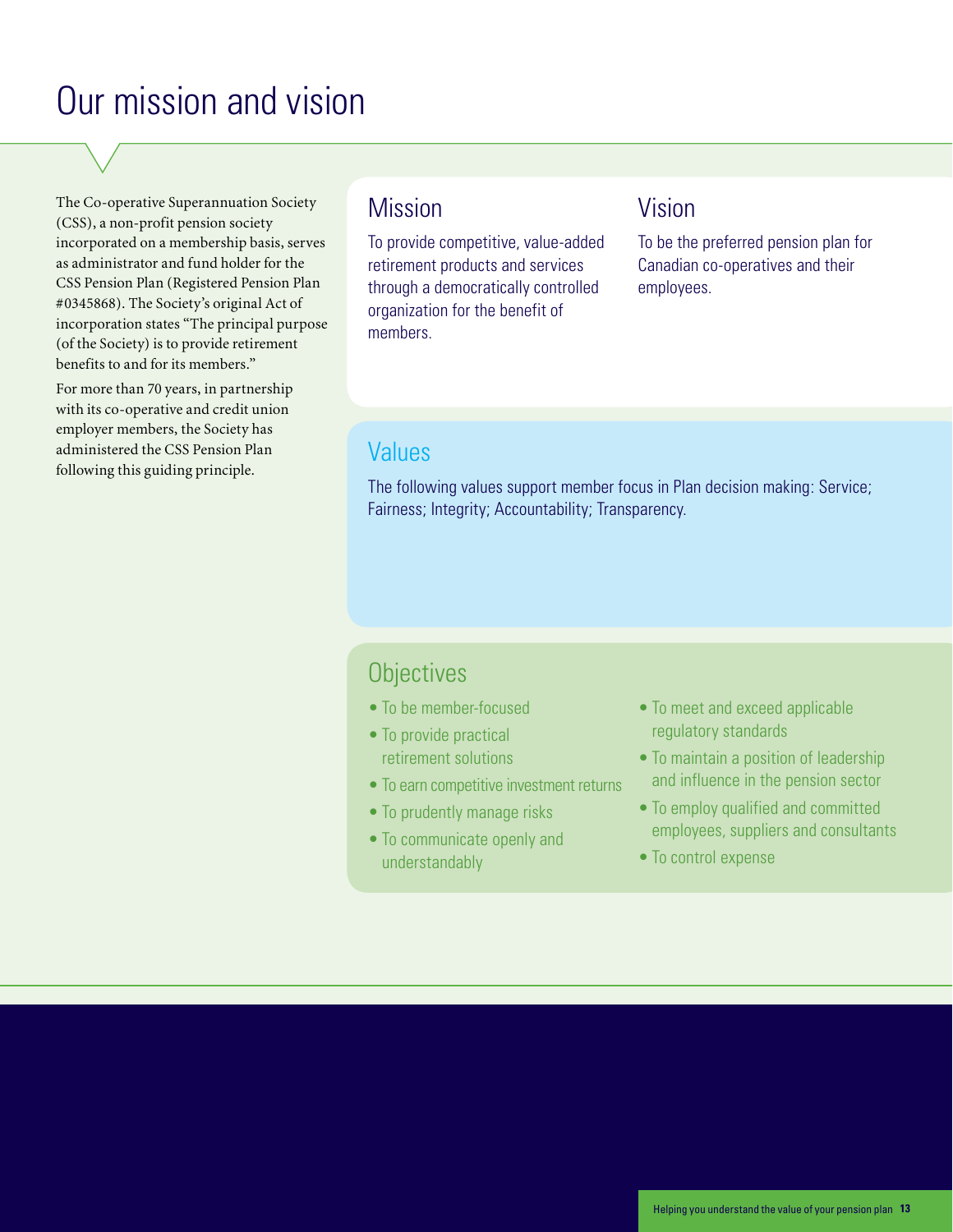# Our mission and vision

The Co-operative Superannuation Society (CSS), a non-profit pension society incorporated on a membership basis, serves as administrator and fund holder for the CSS Pension Plan (Registered Pension Plan #0345868). The Society's original Act of incorporation states "The principal purpose (of the Society) is to provide retirement benefits to and for its members."

For more than 70 years, in partnership with its co-operative and credit union employer members, the Society has administered the CSS Pension Plan following this guiding principle.

## Mission

To provide competitive, value-added retirement products and services through a democratically controlled organization for the benefit of members.

## Vision

To be the preferred pension plan for Canadian co-operatives and their employees.

## Values

The following values support member focus in Plan decision making: Service; Fairness; Integrity; Accountability; Transparency.

## Objectives

- To be member-focused
- To provide practical retirement solutions
- To earn competitive investment returns
- To prudently manage risks
- To communicate openly and understandably
- To meet and exceed applicable regulatory standards
- To maintain a position of leadership and influence in the pension sector
- To employ qualified and committed employees, suppliers and consultants
- To control expense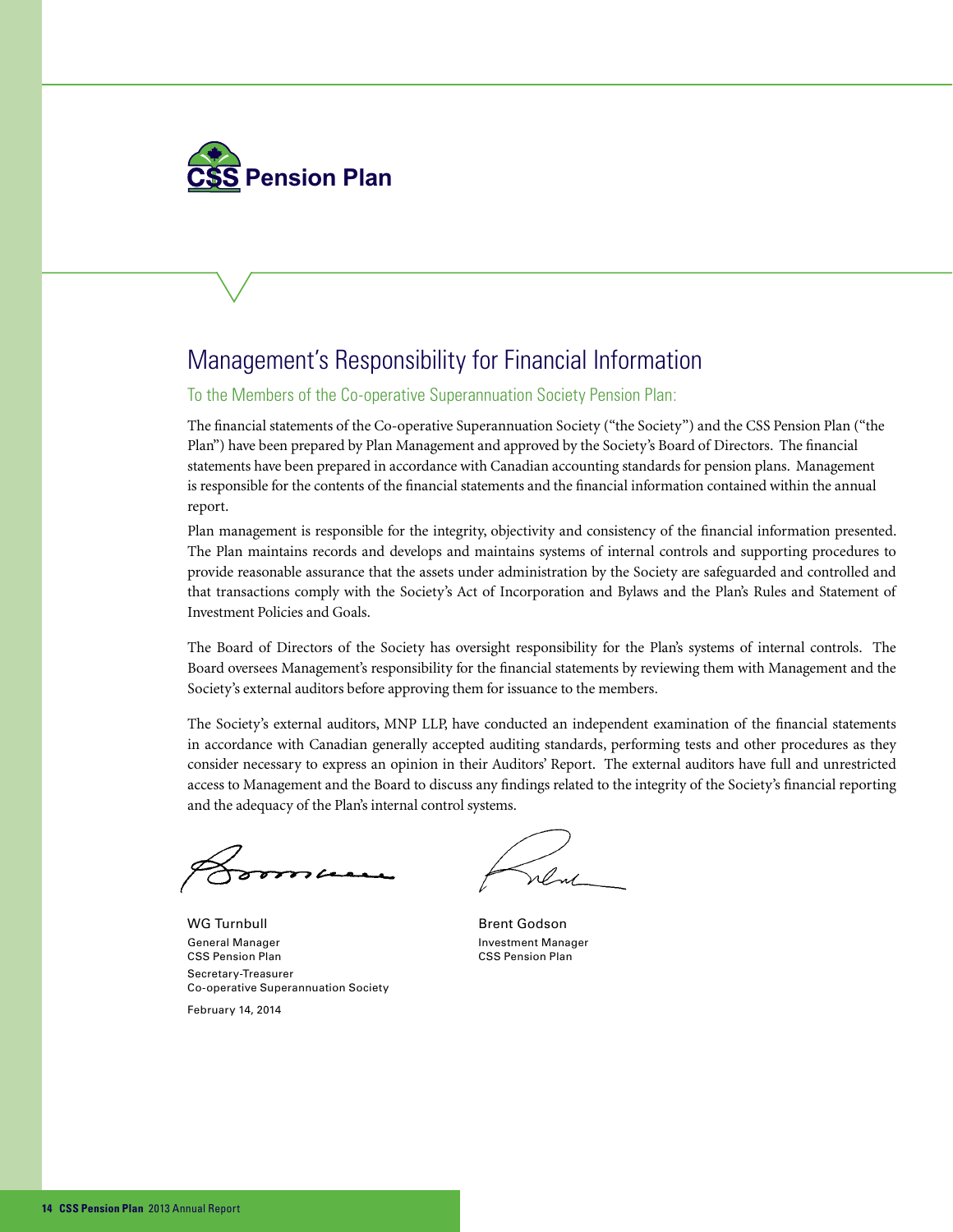**CSS Pension Plan**

# Management's Responsibility for Financial Information

To the Members of the Co-operative Superannuation Society Pension Plan:

The financial statements of the Co-operative Superannuation Society ("the Society") and the CSS Pension Plan ("the Plan") have been prepared by Plan Management and approved by the Society's Board of Directors. The financial statements have been prepared in accordance with Canadian accounting standards for pension plans. Management is responsible for the contents of the financial statements and the financial information contained within the annual report.

Plan management is responsible for the integrity, objectivity and consistency of the financial information presented. The Plan maintains records and develops and maintains systems of internal controls and supporting procedures to provide reasonable assurance that the assets under administration by the Society are safeguarded and controlled and that transactions comply with the Society's Act of Incorporation and Bylaws and the Plan's Rules and Statement of Investment Policies and Goals.

The Board of Directors of the Society has oversight responsibility for the Plan's systems of internal controls. The Board oversees Management's responsibility for the financial statements by reviewing them with Management and the Society's external auditors before approving them for issuance to the members.

The Society's external auditors, MNP LLP, have conducted an independent examination of the financial statements in accordance with Canadian generally accepted auditing standards, performing tests and other procedures as they consider necessary to express an opinion in their Auditors' Report. The external auditors have full and unrestricted access to Management and the Board to discuss any findings related to the integrity of the Society's financial reporting and the adequacy of the Plan's internal control systems.

WG Turnbull
General Manager
CSS Pension Plan
Secretary-Treasurer
Co-operative Superannuation Society

February 14, 2014

Brent Godson
Investment Manager
CSS Pension Plan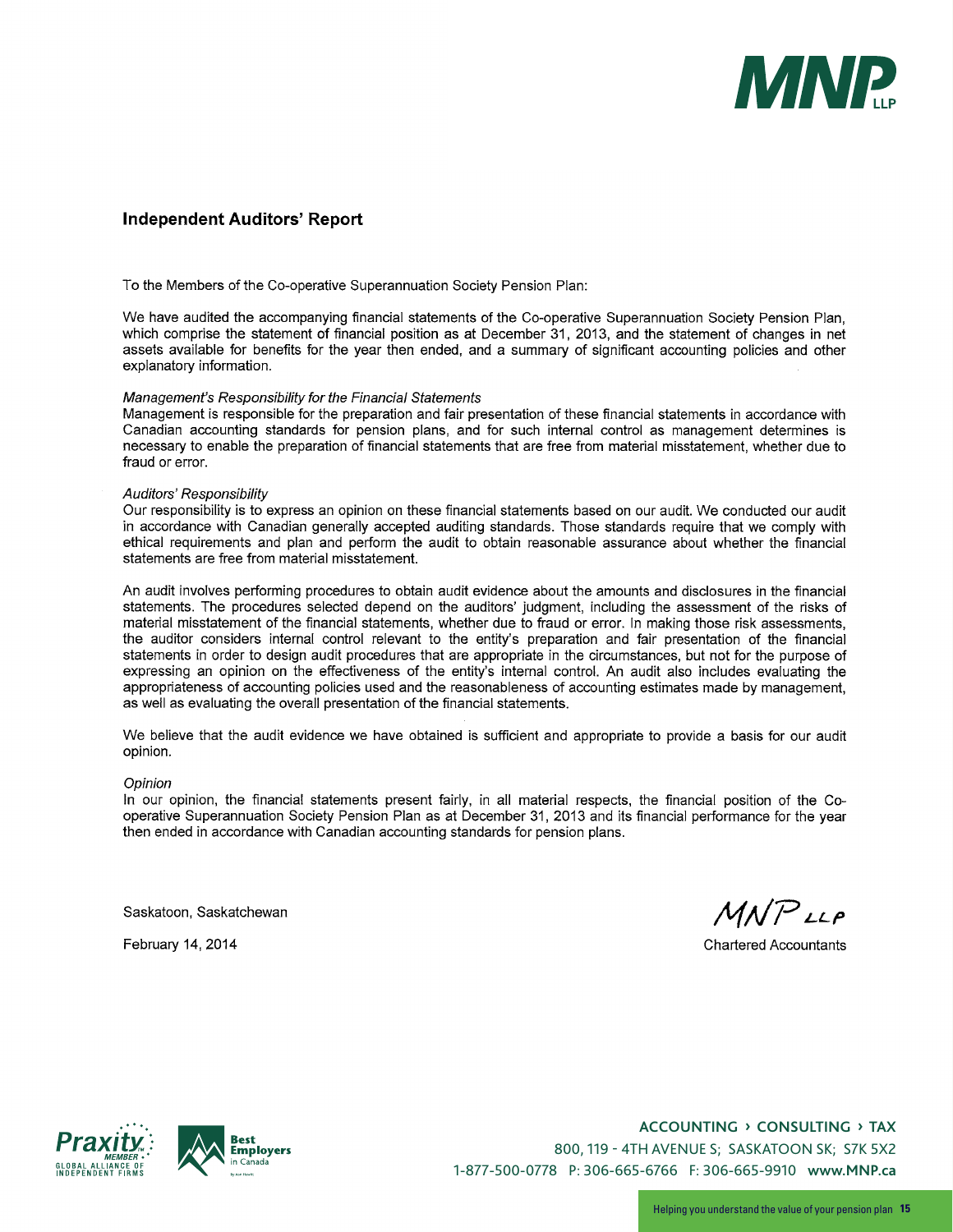## Independent Auditors' Report

To the Members of the Co-operative Superannuation Society Pension Plan:

We have audited the accompanying financial statements of the Co-operative Superannuation Society Pension Plan, which comprise the statement of financial position as at December 31, 2013, and the statement of changes in net assets available for benefits for the year then ended, and a summary of significant accounting policies and other explanatory information.

*Management's Responsibility for the Financial Statements*
Management is responsible for the preparation and fair presentation of these financial statements in accordance with Canadian accounting standards for pension plans, and for such internal control as management determines is necessary to enable the preparation of financial statements that are free from material misstatement, whether due to fraud or error.

*Auditors' Responsibility*
Our responsibility is to express an opinion on these financial statements based on our audit. We conducted our audit in accordance with Canadian generally accepted auditing standards. Those standards require that we comply with ethical requirements and plan and perform the audit to obtain reasonable assurance about whether the financial statements are free from material misstatement.

An audit involves performing procedures to obtain audit evidence about the amounts and disclosures in the financial statements. The procedures selected depend on the auditors' judgment, including the assessment of the risks of material misstatement of the financial statements, whether due to fraud or error. In making those risk assessments, the auditor considers internal control relevant to the entity's preparation and fair presentation of the financial statements in order to design audit procedures that are appropriate in the circumstances, but not for the purpose of expressing an opinion on the effectiveness of the entity's internal control. An audit also includes evaluating the appropriateness of accounting policies used and the reasonableness of accounting estimates made by management, as well as evaluating the overall presentation of the financial statements.

We believe that the audit evidence we have obtained is sufficient and appropriate to provide a basis for our audit opinion.

*Opinion*
In our opinion, the financial statements present fairly, in all material respects, the financial position of the Co-operative Superannuation Society Pension Plan as at December 31, 2013 and its financial performance for the year then ended in accordance with Canadian accounting standards for pension plans.

Saskatoon, Saskatchewan

February 14, 2014

MNP LLP

Chartered Accountants

ACCOUNTING › CONSULTING › TAX
800, 119 - 4TH AVENUE S; SASKATOON SK; S7K 5X2
1-877-500-0778 P: 306-665-6766 F: 306-665-9910 www.MNP.ca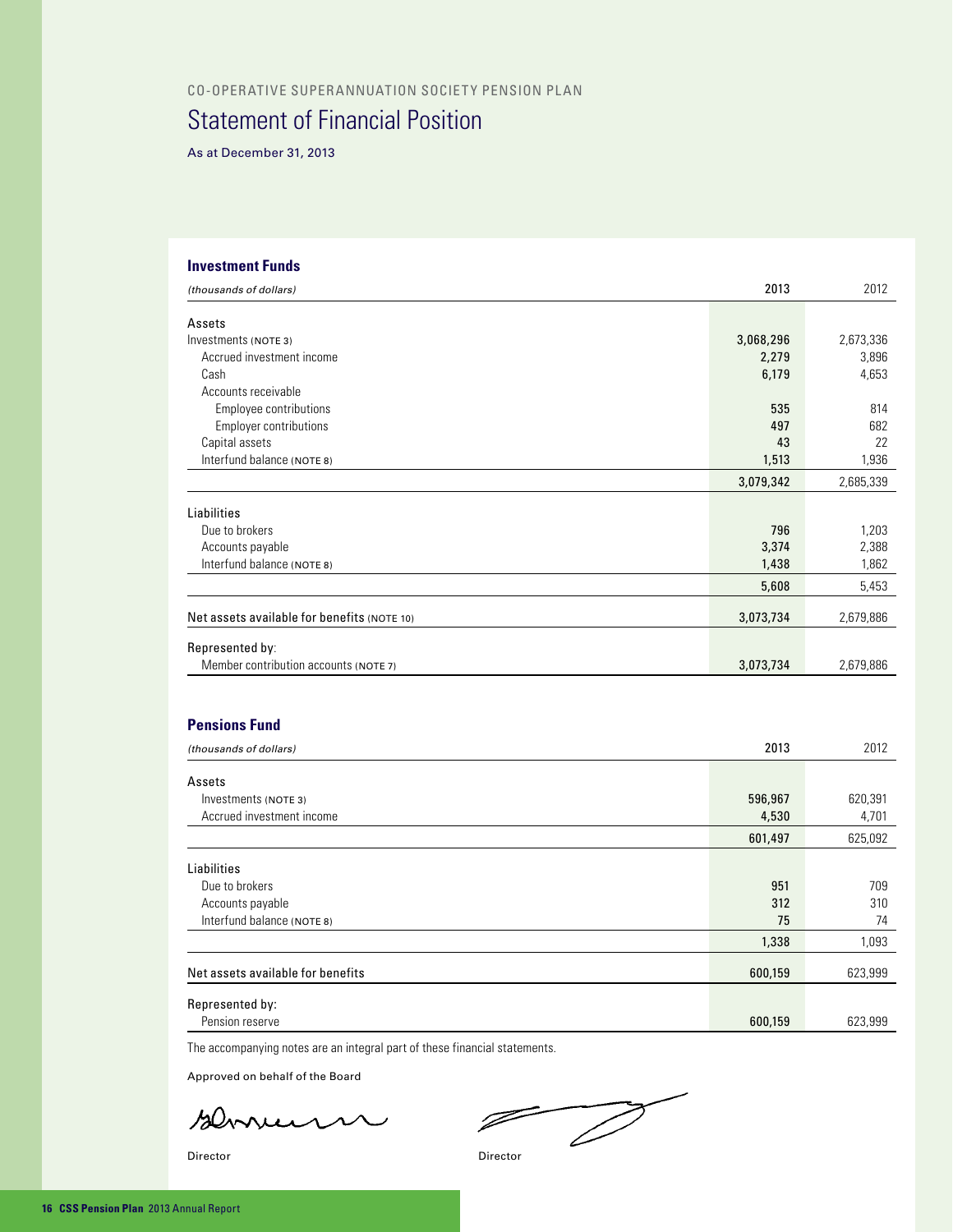CO-OPERATIVE SUPERANNUATION SOCIETY PENSION PLAN

# Statement of Financial Position

As at December 31, 2013

## Investment Funds

| *(thousands of dollars)* | 2013 | 2012 |
|---|---|---|
| Assets | | |
| Investments (NOTE 3) | 3,068,296 | 2,673,336 |
| Accrued investment income | 2,279 | 3,896 |
| Cash | 6,179 | 4,653 |
| Accounts receivable | | |
| Employee contributions | 535 | 814 |
| Employer contributions | 497 | 682 |
| Capital assets | 43 | 22 |
| Interfund balance (NOTE 8) | 1,513 | 1,936 |
| | 3,079,342 | 2,685,339 |
| Liabilities | | |
| Due to brokers | 796 | 1,203 |
| Accounts payable | 3,374 | 2,388 |
| Interfund balance (NOTE 8) | 1,438 | 1,862 |
| | 5,608 | 5,453 |
| Net assets available for benefits (NOTE 10) | 3,073,734 | 2,679,886 |
| Represented by: | | |
| Member contribution accounts (NOTE 7) | 3,073,734 | 2,679,886 |

## Pensions Fund

| *(thousands of dollars)* | 2013 | 2012 |
|---|---|---|
| Assets | | |
| Investments (NOTE 3) | 596,967 | 620,391 |
| Accrued investment income | 4,530 | 4,701 |
| | 601,497 | 625,092 |
| Liabilities | | |
| Due to brokers | 951 | 709 |
| Accounts payable | 312 | 310 |
| Interfund balance (NOTE 8) | 75 | 74 |
| | 1,338 | 1,093 |
| Net assets available for benefits | 600,159 | 623,999 |
| Represented by: | | |
| Pension reserve | 600,159 | 623,999 |

The accompanying notes are an integral part of these financial statements.

Approved on behalf of the Board

Director

Director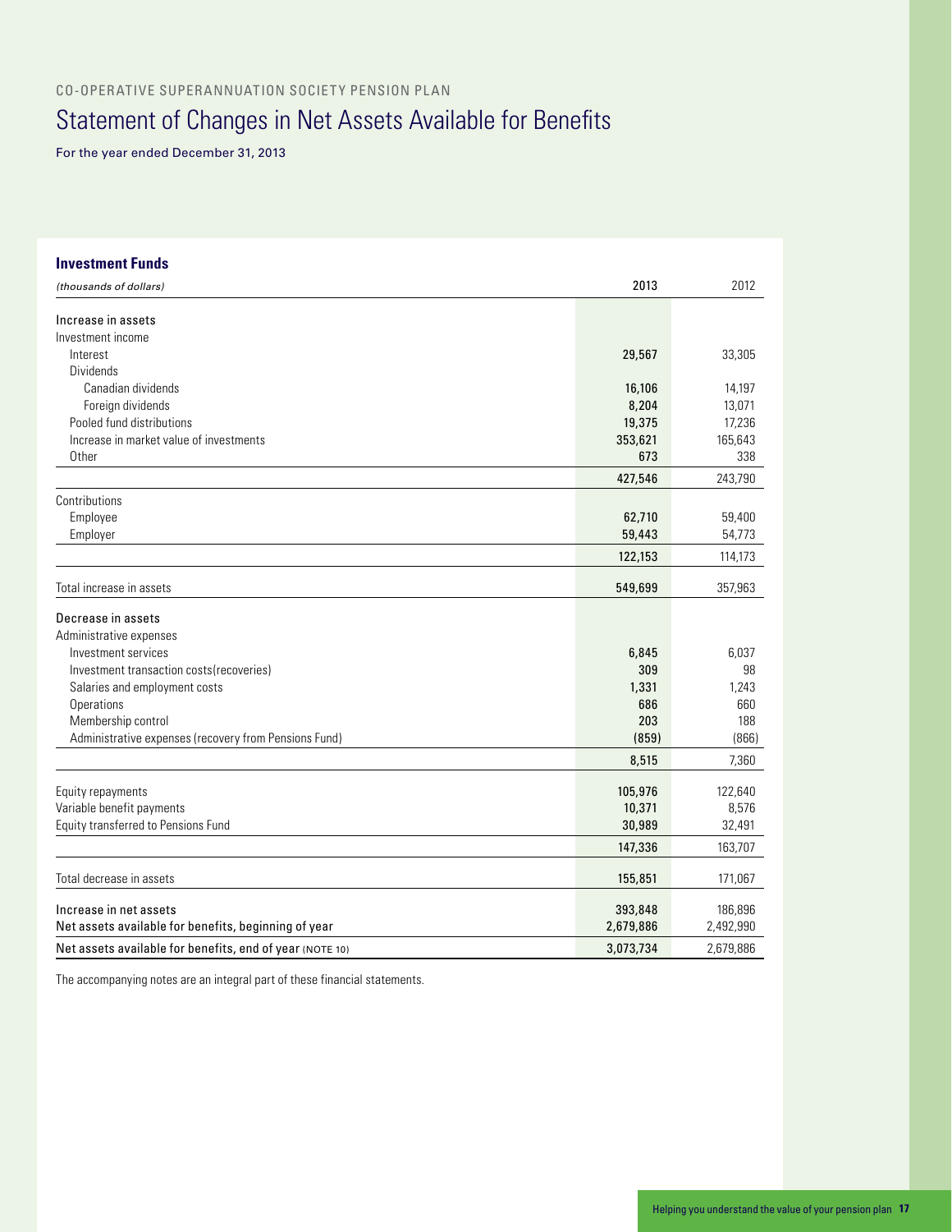CO-OPERATIVE SUPERANNUATION SOCIETY PENSION PLAN

# Statement of Changes in Net Assets Available for Benefits

For the year ended December 31, 2013

### Investment Funds

| *(thousands of dollars)* | 2013 | 2012 |
|---|---|---|
| **Increase in assets** | | |
| Investment income | | |
| Interest | **29,567** | 33,305 |
| Dividends | | |
| Canadian dividends | **16,106** | 14,197 |
| Foreign dividends | **8,204** | 13,071 |
| Pooled fund distributions | **19,375** | 17,236 |
| Increase in market value of investments | **353,621** | 165,643 |
| Other | **673** | 338 |
| | **427,546** | 243,790 |
| Contributions | | |
| Employee | **62,710** | 59,400 |
| Employer | **59,443** | 54,773 |
| | **122,153** | 114,173 |
| Total increase in assets | **549,699** | 357,963 |
| **Decrease in assets** | | |
| Administrative expenses | | |
| Investment services | **6,845** | 6,037 |
| Investment transaction costs(recoveries) | **309** | 98 |
| Salaries and employment costs | **1,331** | 1,243 |
| Operations | **686** | 660 |
| Membership control | **203** | 188 |
| Administrative expenses (recovery from Pensions Fund) | **(859)** | (866) |
| | **8,515** | 7,360 |
| Equity repayments | **105,976** | 122,640 |
| Variable benefit payments | **10,371** | 8,576 |
| Equity transferred to Pensions Fund | **30,989** | 32,491 |
| | **147,336** | 163,707 |
| Total decrease in assets | **155,851** | 171,067 |
| Increase in net assets | **393,848** | 186,896 |
| Net assets available for benefits, beginning of year | **2,679,886** | 2,492,990 |
| Net assets available for benefits, end of year (NOTE 10) | **3,073,734** | 2,679,886 |

The accompanying notes are an integral part of these financial statements.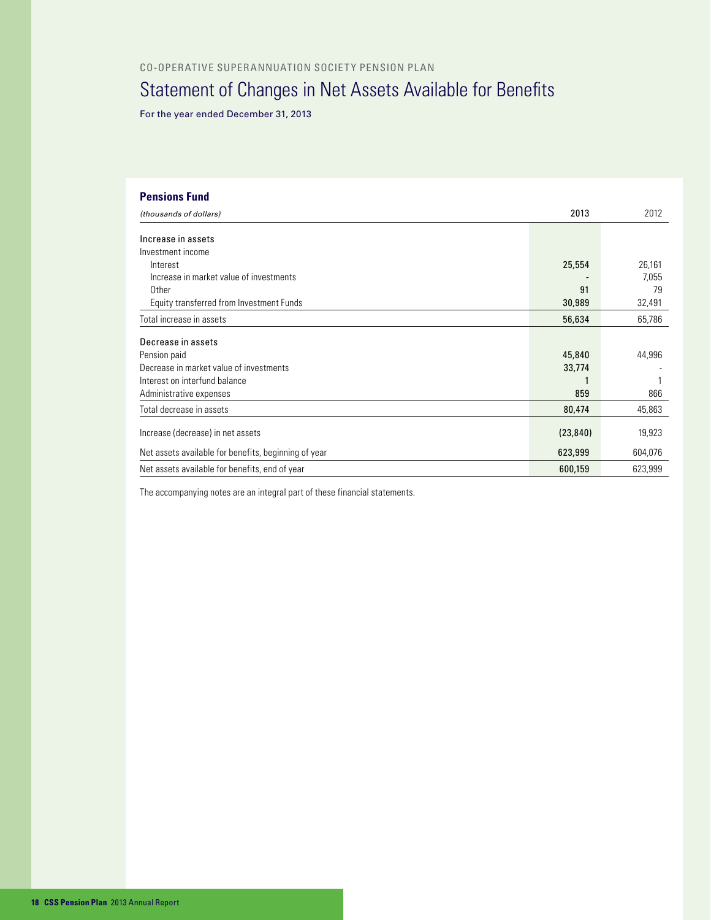CO-OPERATIVE SUPERANNUATION SOCIETY PENSION PLAN

# Statement of Changes in Net Assets Available for Benefits

For the year ended December 31, 2013

## Pensions Fund

| *(thousands of dollars)* | 2013 | 2012 |
|---|---|---|
| Increase in assets | | |
| Investment income | | |
| Interest | 25,554 | 26,161 |
| Increase in market value of investments | - | 7,055 |
| Other | 91 | 79 |
| Equity transferred from Investment Funds | 30,989 | 32,491 |
| Total increase in assets | 56,634 | 65,786 |
| Decrease in assets | | |
| Pension paid | 45,840 | 44,996 |
| Decrease in market value of investments | 33,774 | - |
| Interest on interfund balance | 1 | 1 |
| Administrative expenses | 859 | 866 |
| Total decrease in assets | 80,474 | 45,863 |
| Increase (decrease) in net assets | (23,840) | 19,923 |
| Net assets available for benefits, beginning of year | 623,999 | 604,076 |
| Net assets available for benefits, end of year | 600,159 | 623,999 |

The accompanying notes are an integral part of these financial statements.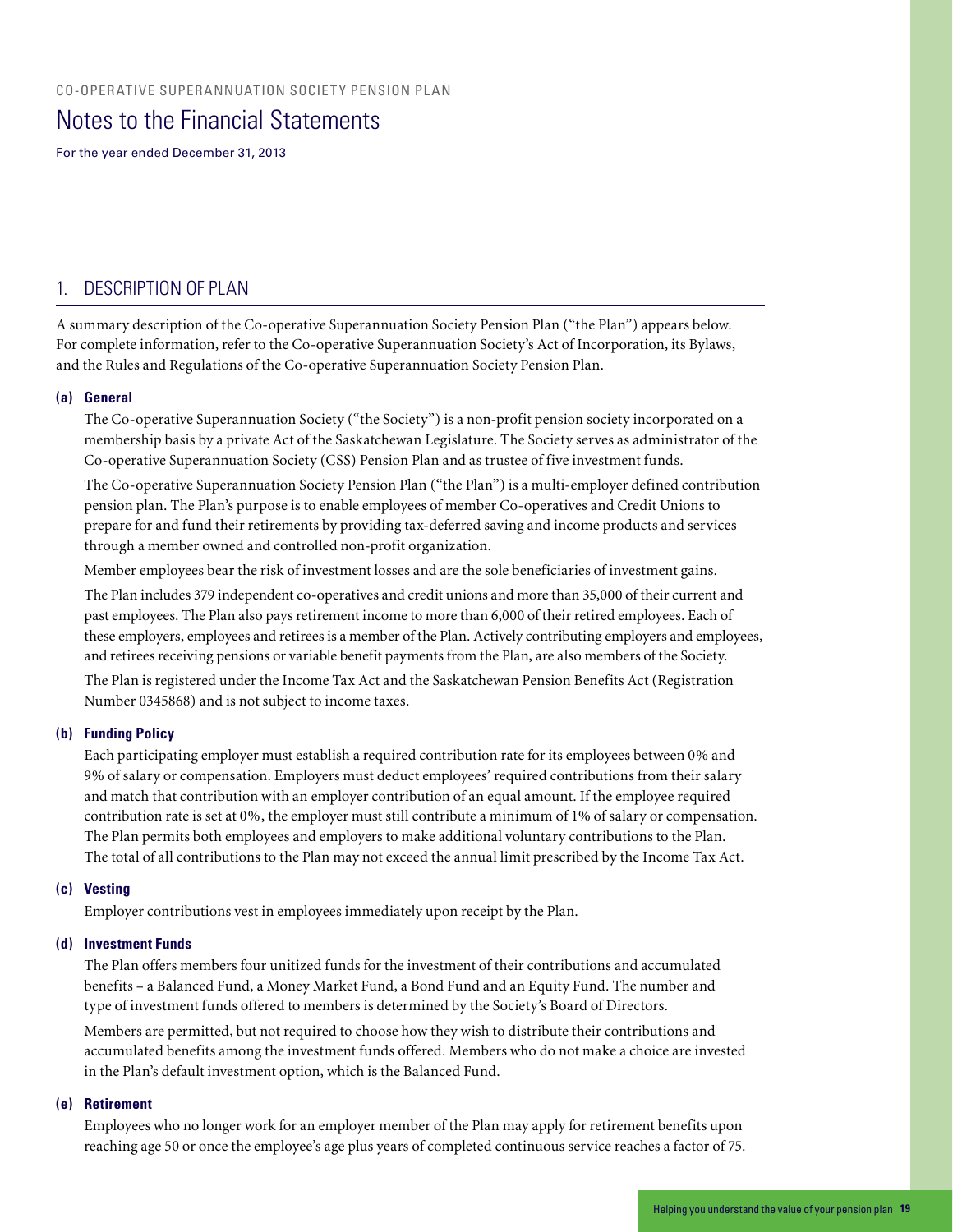CO-OPERATIVE SUPERANNUATION SOCIETY PENSION PLAN

# Notes to the Financial Statements

For the year ended December 31, 2013

## 1. DESCRIPTION OF PLAN

A summary description of the Co-operative Superannuation Society Pension Plan ("the Plan") appears below. For complete information, refer to the Co-operative Superannuation Society's Act of Incorporation, its Bylaws, and the Rules and Regulations of the Co-operative Superannuation Society Pension Plan.

### (a) General

The Co-operative Superannuation Society ("the Society") is a non-profit pension society incorporated on a membership basis by a private Act of the Saskatchewan Legislature. The Society serves as administrator of the Co-operative Superannuation Society (CSS) Pension Plan and as trustee of five investment funds.

The Co-operative Superannuation Society Pension Plan ("the Plan") is a multi-employer defined contribution pension plan. The Plan's purpose is to enable employees of member Co-operatives and Credit Unions to prepare for and fund their retirements by providing tax-deferred saving and income products and services through a member owned and controlled non-profit organization.

Member employees bear the risk of investment losses and are the sole beneficiaries of investment gains.

The Plan includes 379 independent co-operatives and credit unions and more than 35,000 of their current and past employees. The Plan also pays retirement income to more than 6,000 of their retired employees. Each of these employers, employees and retirees is a member of the Plan. Actively contributing employers and employees, and retirees receiving pensions or variable benefit payments from the Plan, are also members of the Society.

The Plan is registered under the Income Tax Act and the Saskatchewan Pension Benefits Act (Registration Number 0345868) and is not subject to income taxes.

### (b) Funding Policy

Each participating employer must establish a required contribution rate for its employees between 0% and 9% of salary or compensation. Employers must deduct employees' required contributions from their salary and match that contribution with an employer contribution of an equal amount. If the employee required contribution rate is set at 0%, the employer must still contribute a minimum of 1% of salary or compensation. The Plan permits both employees and employers to make additional voluntary contributions to the Plan. The total of all contributions to the Plan may not exceed the annual limit prescribed by the Income Tax Act.

### (c) Vesting

Employer contributions vest in employees immediately upon receipt by the Plan.

### (d) Investment Funds

The Plan offers members four unitized funds for the investment of their contributions and accumulated benefits – a Balanced Fund, a Money Market Fund, a Bond Fund and an Equity Fund. The number and type of investment funds offered to members is determined by the Society's Board of Directors.

Members are permitted, but not required to choose how they wish to distribute their contributions and accumulated benefits among the investment funds offered. Members who do not make a choice are invested in the Plan's default investment option, which is the Balanced Fund.

### (e) Retirement

Employees who no longer work for an employer member of the Plan may apply for retirement benefits upon reaching age 50 or once the employee's age plus years of completed continuous service reaches a factor of 75.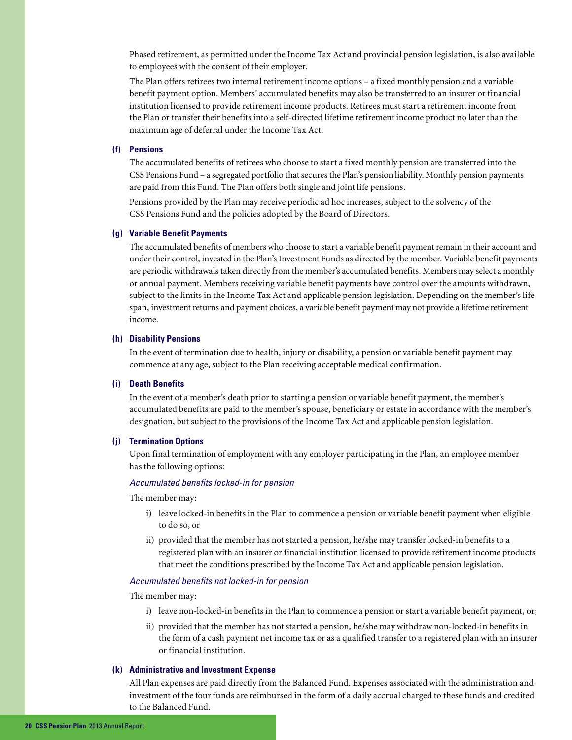Phased retirement, as permitted under the Income Tax Act and provincial pension legislation, is also available to employees with the consent of their employer.

The Plan offers retirees two internal retirement income options – a fixed monthly pension and a variable benefit payment option. Members' accumulated benefits may also be transferred to an insurer or financial institution licensed to provide retirement income products. Retirees must start a retirement income from the Plan or transfer their benefits into a self-directed lifetime retirement income product no later than the maximum age of deferral under the Income Tax Act.

#### (f) Pensions

The accumulated benefits of retirees who choose to start a fixed monthly pension are transferred into the CSS Pensions Fund – a segregated portfolio that secures the Plan's pension liability. Monthly pension payments are paid from this Fund. The Plan offers both single and joint life pensions.

Pensions provided by the Plan may receive periodic ad hoc increases, subject to the solvency of the CSS Pensions Fund and the policies adopted by the Board of Directors.

#### (g) Variable Benefit Payments

The accumulated benefits of members who choose to start a variable benefit payment remain in their account and under their control, invested in the Plan's Investment Funds as directed by the member. Variable benefit payments are periodic withdrawals taken directly from the member's accumulated benefits. Members may select a monthly or annual payment. Members receiving variable benefit payments have control over the amounts withdrawn, subject to the limits in the Income Tax Act and applicable pension legislation. Depending on the member's life span, investment returns and payment choices, a variable benefit payment may not provide a lifetime retirement income.

#### (h) Disability Pensions

In the event of termination due to health, injury or disability, a pension or variable benefit payment may commence at any age, subject to the Plan receiving acceptable medical confirmation.

#### (i) Death Benefits

In the event of a member's death prior to starting a pension or variable benefit payment, the member's accumulated benefits are paid to the member's spouse, beneficiary or estate in accordance with the member's designation, but subject to the provisions of the Income Tax Act and applicable pension legislation.

#### (j) Termination Options

Upon final termination of employment with any employer participating in the Plan, an employee member has the following options:

*Accumulated benefits locked-in for pension*

The member may:

i) leave locked-in benefits in the Plan to commence a pension or variable benefit payment when eligible to do so, or

ii) provided that the member has not started a pension, he/she may transfer locked-in benefits to a registered plan with an insurer or financial institution licensed to provide retirement income products that meet the conditions prescribed by the Income Tax Act and applicable pension legislation.

*Accumulated benefits not locked-in for pension*

The member may:

i) leave non-locked-in benefits in the Plan to commence a pension or start a variable benefit payment, or;

ii) provided that the member has not started a pension, he/she may withdraw non-locked-in benefits in the form of a cash payment net income tax or as a qualified transfer to a registered plan with an insurer or financial institution.

#### (k) Administrative and Investment Expense

All Plan expenses are paid directly from the Balanced Fund. Expenses associated with the administration and investment of the four funds are reimbursed in the form of a daily accrual charged to these funds and credited to the Balanced Fund.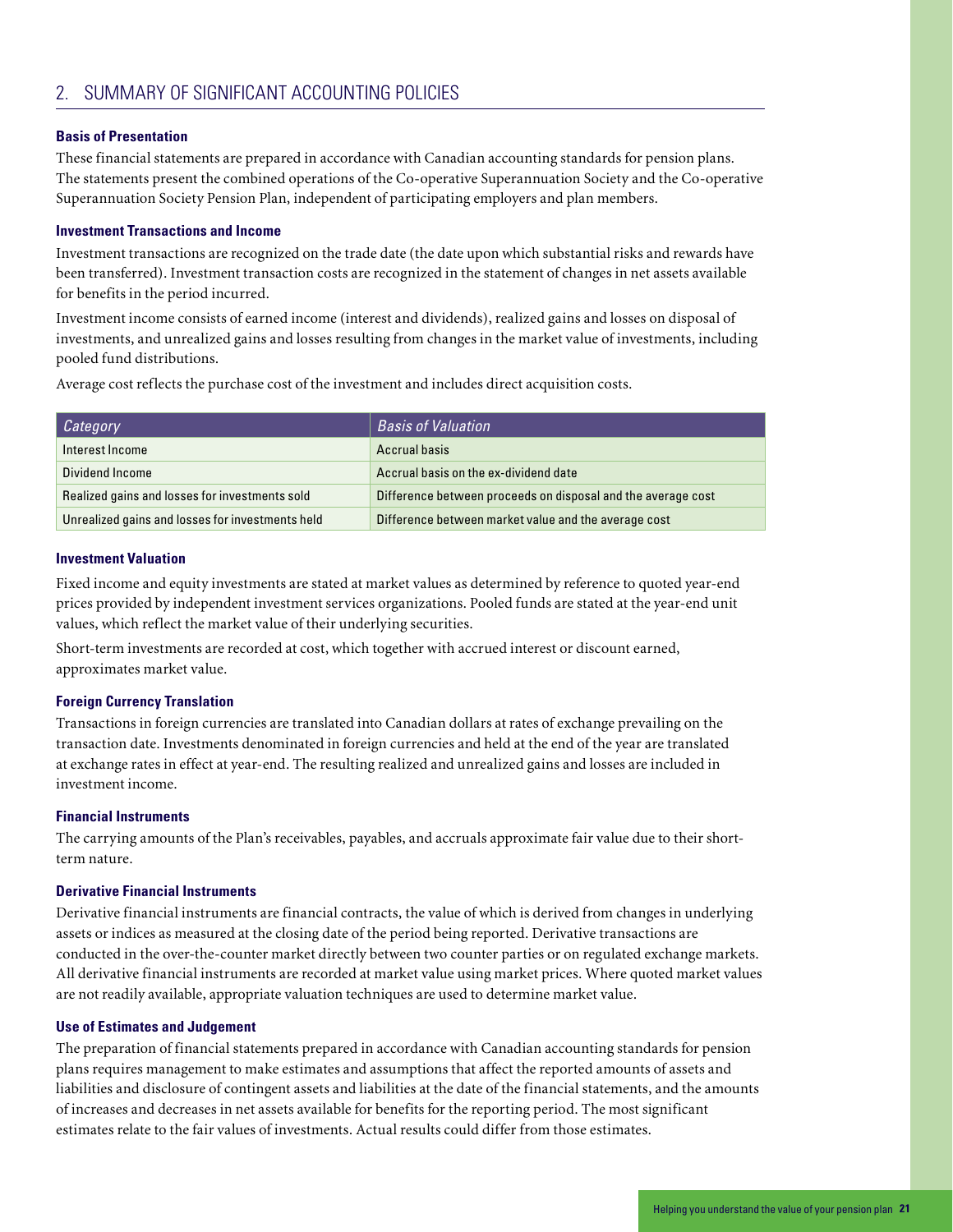## 2. SUMMARY OF SIGNIFICANT ACCOUNTING POLICIES

### Basis of Presentation

These financial statements are prepared in accordance with Canadian accounting standards for pension plans. The statements present the combined operations of the Co-operative Superannuation Society and the Co-operative Superannuation Society Pension Plan, independent of participating employers and plan members.

### Investment Transactions and Income

Investment transactions are recognized on the trade date (the date upon which substantial risks and rewards have been transferred). Investment transaction costs are recognized in the statement of changes in net assets available for benefits in the period incurred.

Investment income consists of earned income (interest and dividends), realized gains and losses on disposal of investments, and unrealized gains and losses resulting from changes in the market value of investments, including pooled fund distributions.

Average cost reflects the purchase cost of the investment and includes direct acquisition costs.

| *Category* | *Basis of Valuation* |
|---|---|
| Interest Income | Accrual basis |
| Dividend Income | Accrual basis on the ex-dividend date |
| Realized gains and losses for investments sold | Difference between proceeds on disposal and the average cost |
| Unrealized gains and losses for investments held | Difference between market value and the average cost |

### Investment Valuation

Fixed income and equity investments are stated at market values as determined by reference to quoted year-end prices provided by independent investment services organizations. Pooled funds are stated at the year-end unit values, which reflect the market value of their underlying securities.

Short-term investments are recorded at cost, which together with accrued interest or discount earned, approximates market value.

### Foreign Currency Translation

Transactions in foreign currencies are translated into Canadian dollars at rates of exchange prevailing on the transaction date. Investments denominated in foreign currencies and held at the end of the year are translated at exchange rates in effect at year-end. The resulting realized and unrealized gains and losses are included in investment income.

### Financial Instruments

The carrying amounts of the Plan's receivables, payables, and accruals approximate fair value due to their short-term nature.

### Derivative Financial Instruments

Derivative financial instruments are financial contracts, the value of which is derived from changes in underlying assets or indices as measured at the closing date of the period being reported. Derivative transactions are conducted in the over-the-counter market directly between two counter parties or on regulated exchange markets. All derivative financial instruments are recorded at market value using market prices. Where quoted market values are not readily available, appropriate valuation techniques are used to determine market value.

### Use of Estimates and Judgement

The preparation of financial statements prepared in accordance with Canadian accounting standards for pension plans requires management to make estimates and assumptions that affect the reported amounts of assets and liabilities and disclosure of contingent assets and liabilities at the date of the financial statements, and the amounts of increases and decreases in net assets available for benefits for the reporting period. The most significant estimates relate to the fair values of investments. Actual results could differ from those estimates.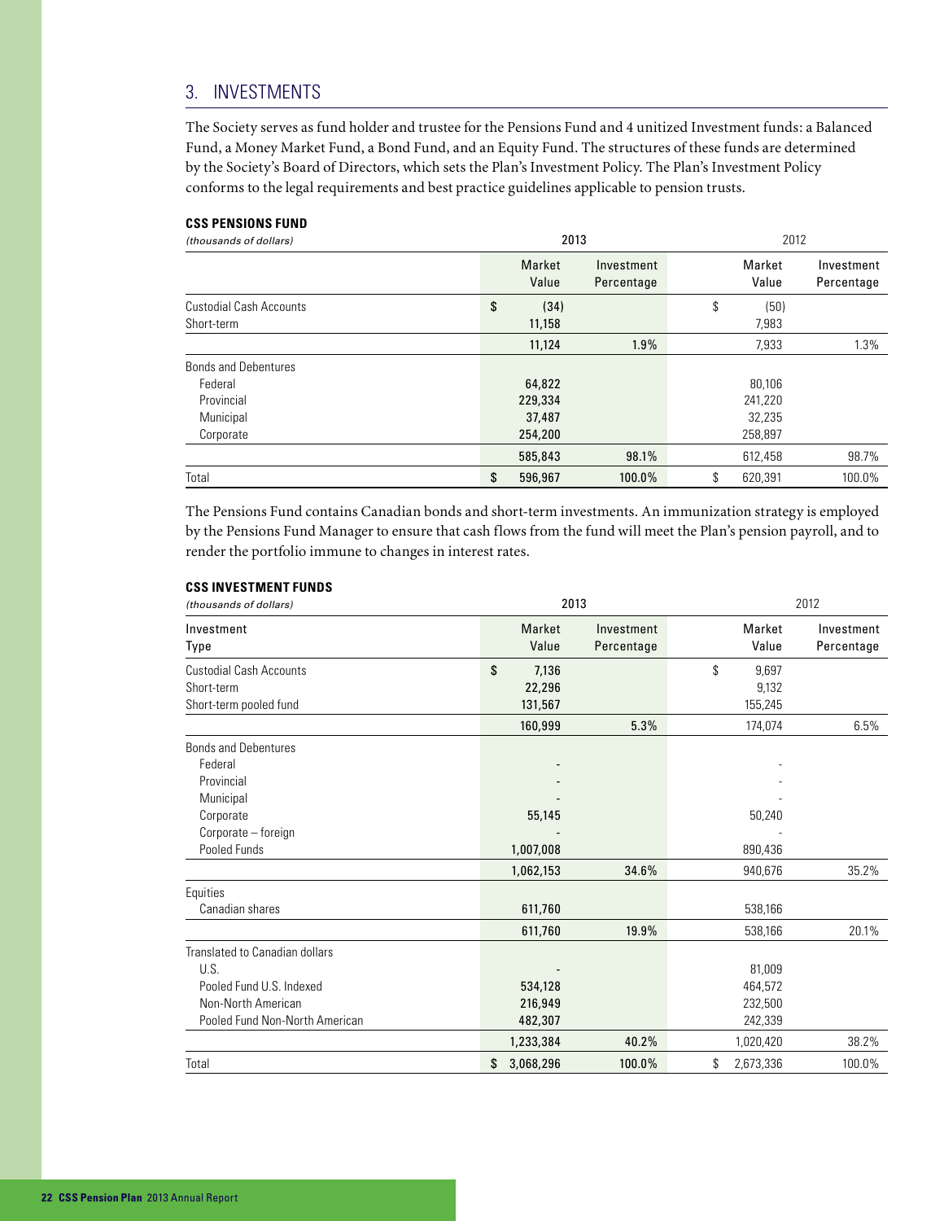## 3. INVESTMENTS

The Society serves as fund holder and trustee for the Pensions Fund and 4 unitized Investment funds: a Balanced Fund, a Money Market Fund, a Bond Fund, and an Equity Fund. The structures of these funds are determined by the Society's Board of Directors, which sets the Plan's Investment Policy. The Plan's Investment Policy conforms to the legal requirements and best practice guidelines applicable to pension trusts.

**CSS PENSIONS FUND**

| *(thousands of dollars)* | 2013 | | 2012 | |
|---|---|---|---|---|
| | Market Value | Investment Percentage | Market Value | Investment Percentage |
| Custodial Cash Accounts | $ (34) | | $ (50) | |
| Short-term | 11,158 | | 7,983 | |
| | 11,124 | 1.9% | 7,933 | 1.3% |
| Bonds and Debentures | | | | |
| Federal | 64,822 | | 80,106 | |
| Provincial | 229,334 | | 241,220 | |
| Municipal | 37,487 | | 32,235 | |
| Corporate | 254,200 | | 258,897 | |
| | 585,843 | 98.1% | 612,458 | 98.7% |
| Total | $ 596,967 | 100.0% | $ 620,391 | 100.0% |

The Pensions Fund contains Canadian bonds and short-term investments. An immunization strategy is employed by the Pensions Fund Manager to ensure that cash flows from the fund will meet the Plan's pension payroll, and to render the portfolio immune to changes in interest rates.

**CSS INVESTMENT FUNDS**

| *(thousands of dollars)* | 2013 | | 2012 | |
|---|---|---|---|---|
| Investment Type | Market Value | Investment Percentage | Market Value | Investment Percentage |
| Custodial Cash Accounts | $ 7,136 | | $ 9,697 | |
| Short-term | 22,296 | | 9,132 | |
| Short-term pooled fund | 131,567 | | 155,245 | |
| | 160,999 | 5.3% | 174,074 | 6.5% |
| Bonds and Debentures | | | | |
| Federal | - | | - | |
| Provincial | - | | - | |
| Municipal | - | | - | |
| Corporate | 55,145 | | 50,240 | |
| Corporate – foreign | - | | - | |
| Pooled Funds | 1,007,008 | | 890,436 | |
| | 1,062,153 | 34.6% | 940,676 | 35.2% |
| Equities | | | | |
| Canadian shares | 611,760 | | 538,166 | |
| | 611,760 | 19.9% | 538,166 | 20.1% |
| Translated to Canadian dollars | | | | |
| U.S. | - | | 81,009 | |
| Pooled Fund U.S. Indexed | 534,128 | | 464,572 | |
| Non-North American | 216,949 | | 232,500 | |
| Pooled Fund Non-North American | 482,307 | | 242,339 | |
| | 1,233,384 | 40.2% | 1,020,420 | 38.2% |
| Total | $ 3,068,296 | 100.0% | $ 2,673,336 | 100.0% |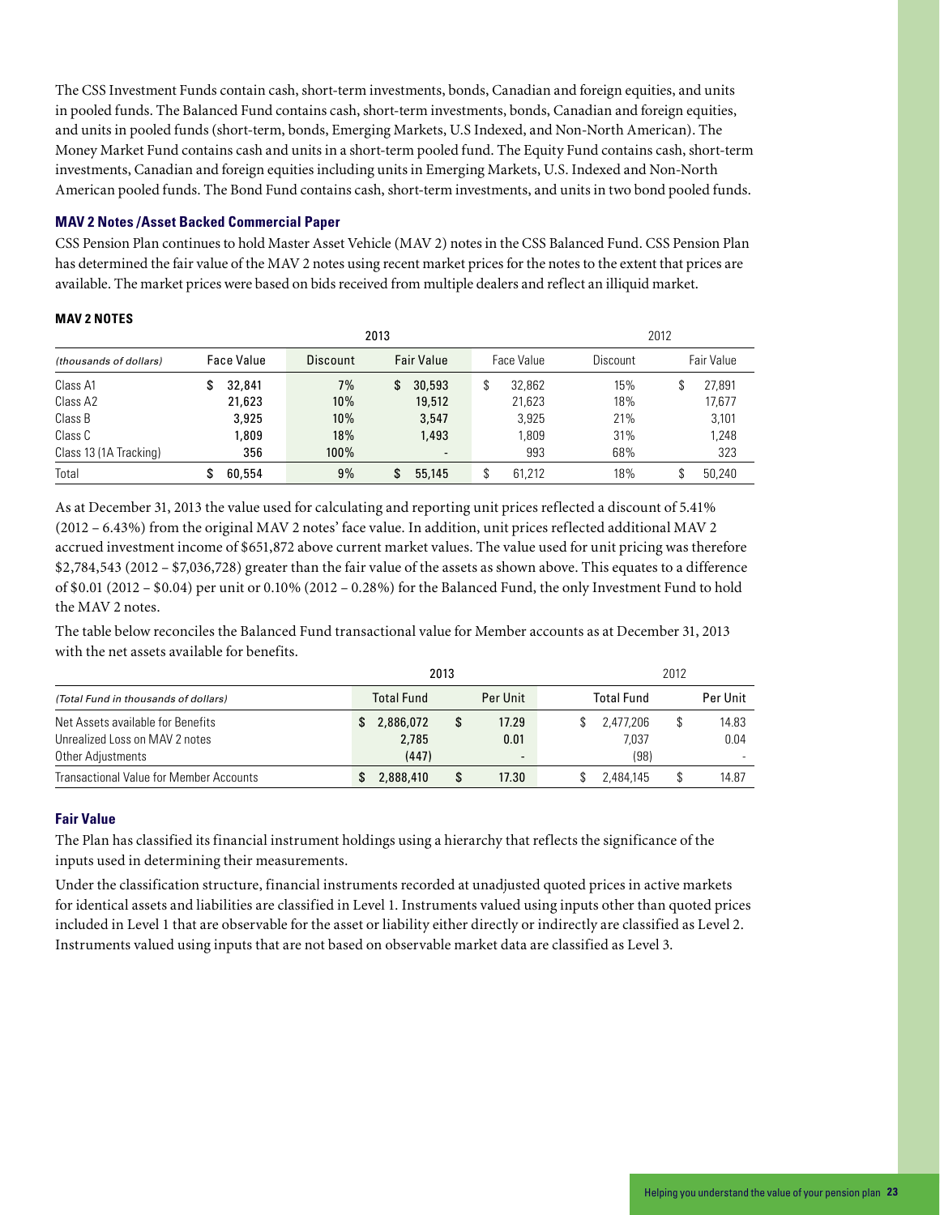The CSS Investment Funds contain cash, short-term investments, bonds, Canadian and foreign equities, and units in pooled funds. The Balanced Fund contains cash, short-term investments, bonds, Canadian and foreign equities, and units in pooled funds (short-term, bonds, Emerging Markets, U.S Indexed, and Non-North American). The Money Market Fund contains cash and units in a short-term pooled fund. The Equity Fund contains cash, short-term investments, Canadian and foreign equities including units in Emerging Markets, U.S. Indexed and Non-North American pooled funds. The Bond Fund contains cash, short-term investments, and units in two bond pooled funds.

### MAV 2 Notes /Asset Backed Commercial Paper

CSS Pension Plan continues to hold Master Asset Vehicle (MAV 2) notes in the CSS Balanced Fund. CSS Pension Plan has determined the fair value of the MAV 2 notes using recent market prices for the notes to the extent that prices are available. The market prices were based on bids received from multiple dealers and reflect an illiquid market.

**MAV 2 NOTES**

| | 2013 | | | 2012 | | |
|---|---|---|---|---|---|---|
| *(thousands of dollars)* | Face Value | Discount | Fair Value | Face Value | Discount | Fair Value |
| Class A1 | $ 32,841 | 7% | $ 30,593 | $ 32,862 | 15% | $ 27,891 |
| Class A2 | 21,623 | 10% | 19,512 | 21,623 | 18% | 17,677 |
| Class B | 3,925 | 10% | 3,547 | 3,925 | 21% | 3,101 |
| Class C | 1,809 | 18% | 1,493 | 1,809 | 31% | 1,248 |
| Class 13 (1A Tracking) | 356 | 100% | - | 993 | 68% | 323 |
| Total | $ 60,554 | 9% | $ 55,145 | $ 61,212 | 18% | $ 50,240 |

As at December 31, 2013 the value used for calculating and reporting unit prices reflected a discount of 5.41% (2012 – 6.43%) from the original MAV 2 notes' face value. In addition, unit prices reflected additional MAV 2 accrued investment income of $651,872 above current market values. The value used for unit pricing was therefore $2,784,543 (2012 – $7,036,728) greater than the fair value of the assets as shown above. This equates to a difference of $0.01 (2012 – $0.04) per unit or 0.10% (2012 – 0.28%) for the Balanced Fund, the only Investment Fund to hold the MAV 2 notes.

The table below reconciles the Balanced Fund transactional value for Member accounts as at December 31, 2013 with the net assets available for benefits.

| | 2013 | | 2012 | |
|---|---|---|---|---|
| *(Total Fund in thousands of dollars)* | Total Fund | Per Unit | Total Fund | Per Unit |
| Net Assets available for Benefits | $ 2,886,072 | $ 17.29 | $ 2,477,206 | $ 14.83 |
| Unrealized Loss on MAV 2 notes | 2,785 | 0.01 | 7,037 | 0.04 |
| Other Adjustments | (447) | - | (98) | - |
| Transactional Value for Member Accounts | $ 2,888,410 | $ 17.30 | $ 2,484,145 | $ 14.87 |

### Fair Value

The Plan has classified its financial instrument holdings using a hierarchy that reflects the significance of the inputs used in determining their measurements.

Under the classification structure, financial instruments recorded at unadjusted quoted prices in active markets for identical assets and liabilities are classified in Level 1. Instruments valued using inputs other than quoted prices included in Level 1 that are observable for the asset or liability either directly or indirectly are classified as Level 2. Instruments valued using inputs that are not based on observable market data are classified as Level 3.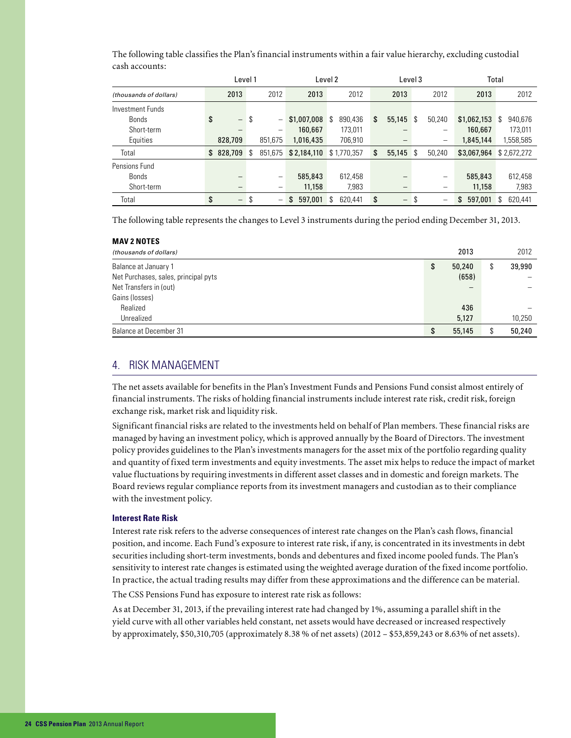The following table classifies the Plan's financial instruments within a fair value hierarchy, excluding custodial cash accounts:

| | Level 1 | | Level 2 | | Level 3 | | Total | |
|---|---|---|---|---|---|---|---|---|
| *(thousands of dollars)* | 2013 | 2012 | 2013 | 2012 | 2013 | 2012 | 2013 | 2012 |
| Investment Funds | | | | | | | | |
| Bonds | $ – | $ – | $1,007,008 | $ 890,436 | $ 55,145 | $ 50,240 | $1,062,153 | $ 940,676 |
| Short-term | – | – | 160,667 | 173,011 | – | – | 160,667 | 173,011 |
| Equities | 828,709 | 851,675 | 1,016,435 | 706,910 | – | – | 1,845,144 | 1,558,585 |
| Total | $ 828,709 | $ 851,675 | $ 2,184,110 | $ 1,770,357 | $ 55,145 | $ 50,240 | $3,067,964 | $ 2,672,272 |
| Pensions Fund | | | | | | | | |
| Bonds | – | – | 585,843 | 612,458 | – | – | 585,843 | 612,458 |
| Short-term | – | – | 11,158 | 7,983 | – | – | 11,158 | 7,983 |
| Total | $ – | $ – | $ 597,001 | $ 620,441 | $ – | $ – | $ 597,001 | $ 620,441 |

The following table represents the changes to Level 3 instruments during the period ending December 31, 2013.

**MAV 2 NOTES**

| *(thousands of dollars)* | 2013 | 2012 |
|---|---|---|
| Balance at January 1 | $ 50,240 | $ 39,990 |
| Net Purchases, sales, principal pyts | (658) | – |
| Net Transfers in (out) | – | – |
| Gains (losses) | | |
| Realized | 436 | – |
| Unrealized | 5,127 | 10,250 |
| Balance at December 31 | $ 55,145 | $ 50,240 |

## 4. RISK MANAGEMENT

The net assets available for benefits in the Plan's Investment Funds and Pensions Fund consist almost entirely of financial instruments. The risks of holding financial instruments include interest rate risk, credit risk, foreign exchange risk, market risk and liquidity risk.

Significant financial risks are related to the investments held on behalf of Plan members. These financial risks are managed by having an investment policy, which is approved annually by the Board of Directors. The investment policy provides guidelines to the Plan's investments managers for the asset mix of the portfolio regarding quality and quantity of fixed term investments and equity investments. The asset mix helps to reduce the impact of market value fluctuations by requiring investments in different asset classes and in domestic and foreign markets. The Board reviews regular compliance reports from its investment managers and custodian as to their compliance with the investment policy.

### Interest Rate Risk

Interest rate risk refers to the adverse consequences of interest rate changes on the Plan's cash flows, financial position, and income. Each Fund's exposure to interest rate risk, if any, is concentrated in its investments in debt securities including short-term investments, bonds and debentures and fixed income pooled funds. The Plan's sensitivity to interest rate changes is estimated using the weighted average duration of the fixed income portfolio. In practice, the actual trading results may differ from these approximations and the difference can be material.

The CSS Pensions Fund has exposure to interest rate risk as follows:

As at December 31, 2013, if the prevailing interest rate had changed by 1%, assuming a parallel shift in the yield curve with all other variables held constant, net assets would have decreased or increased respectively by approximately, $50,310,705 (approximately 8.38 % of net assets) (2012 – $53,859,243 or 8.63% of net assets).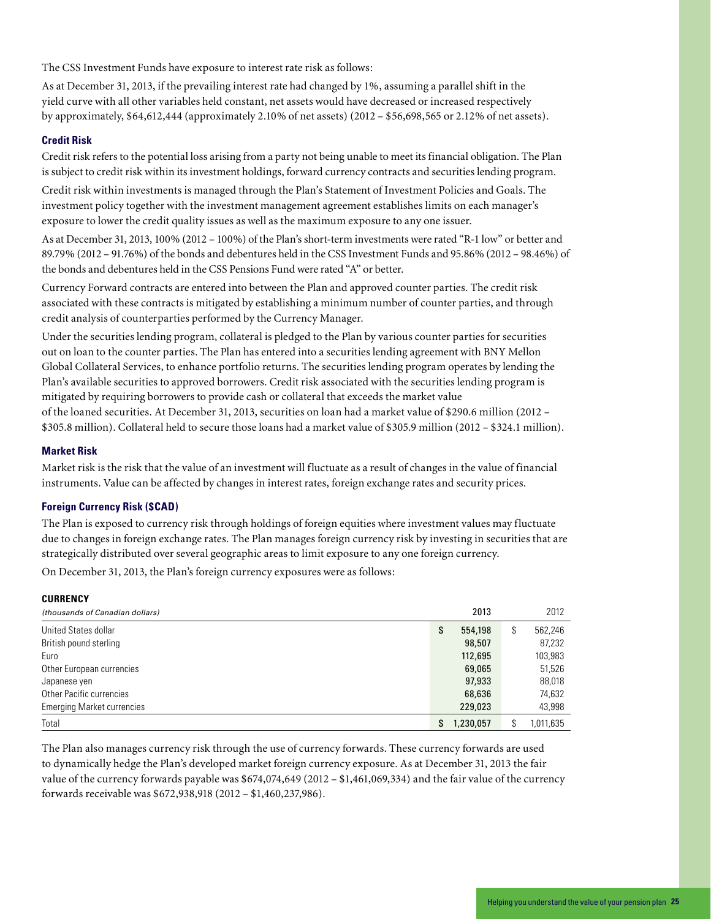The CSS Investment Funds have exposure to interest rate risk as follows:

As at December 31, 2013, if the prevailing interest rate had changed by 1%, assuming a parallel shift in the yield curve with all other variables held constant, net assets would have decreased or increased respectively by approximately, $64,612,444 (approximately 2.10% of net assets) (2012 – $56,698,565 or 2.12% of net assets).

### Credit Risk

Credit risk refers to the potential loss arising from a party not being unable to meet its financial obligation. The Plan is subject to credit risk within its investment holdings, forward currency contracts and securities lending program.

Credit risk within investments is managed through the Plan's Statement of Investment Policies and Goals. The investment policy together with the investment management agreement establishes limits on each manager's exposure to lower the credit quality issues as well as the maximum exposure to any one issuer.

As at December 31, 2013, 100% (2012 – 100%) of the Plan's short-term investments were rated "R-1 low" or better and 89.79% (2012 – 91.76%) of the bonds and debentures held in the CSS Investment Funds and 95.86% (2012 – 98.46%) of the bonds and debentures held in the CSS Pensions Fund were rated "A" or better.

Currency Forward contracts are entered into between the Plan and approved counter parties. The credit risk associated with these contracts is mitigated by establishing a minimum number of counter parties, and through credit analysis of counterparties performed by the Currency Manager.

Under the securities lending program, collateral is pledged to the Plan by various counter parties for securities out on loan to the counter parties. The Plan has entered into a securities lending agreement with BNY Mellon Global Collateral Services, to enhance portfolio returns. The securities lending program operates by lending the Plan's available securities to approved borrowers. Credit risk associated with the securities lending program is mitigated by requiring borrowers to provide cash or collateral that exceeds the market value of the loaned securities. At December 31, 2013, securities on loan had a market value of $290.6 million (2012 – $305.8 million). Collateral held to secure those loans had a market value of $305.9 million (2012 – $324.1 million).

### Market Risk

Market risk is the risk that the value of an investment will fluctuate as a result of changes in the value of financial instruments. Value can be affected by changes in interest rates, foreign exchange rates and security prices.

### Foreign Currency Risk ($CAD)

The Plan is exposed to currency risk through holdings of foreign equities where investment values may fluctuate due to changes in foreign exchange rates. The Plan manages foreign currency risk by investing in securities that are strategically distributed over several geographic areas to limit exposure to any one foreign currency.

On December 31, 2013, the Plan's foreign currency exposures were as follows:

**CURRENCY**

| *(thousands of Canadian dollars)* | 2013 | 2012 |
|---|---|---|
| United States dollar | $ 554,198 | $ 562,246 |
| British pound sterling | 98,507 | 87,232 |
| Euro | 112,695 | 103,983 |
| Other European currencies | 69,065 | 51,526 |
| Japanese yen | 97,933 | 88,018 |
| Other Pacific currencies | 68,636 | 74,632 |
| Emerging Market currencies | 229,023 | 43,998 |
| Total | $ 1,230,057 | $ 1,011,635 |

The Plan also manages currency risk through the use of currency forwards. These currency forwards are used to dynamically hedge the Plan's developed market foreign currency exposure. As at December 31, 2013 the fair value of the currency forwards payable was $674,074,649 (2012 – $1,461,069,334) and the fair value of the currency forwards receivable was $672,938,918 (2012 – $1,460,237,986).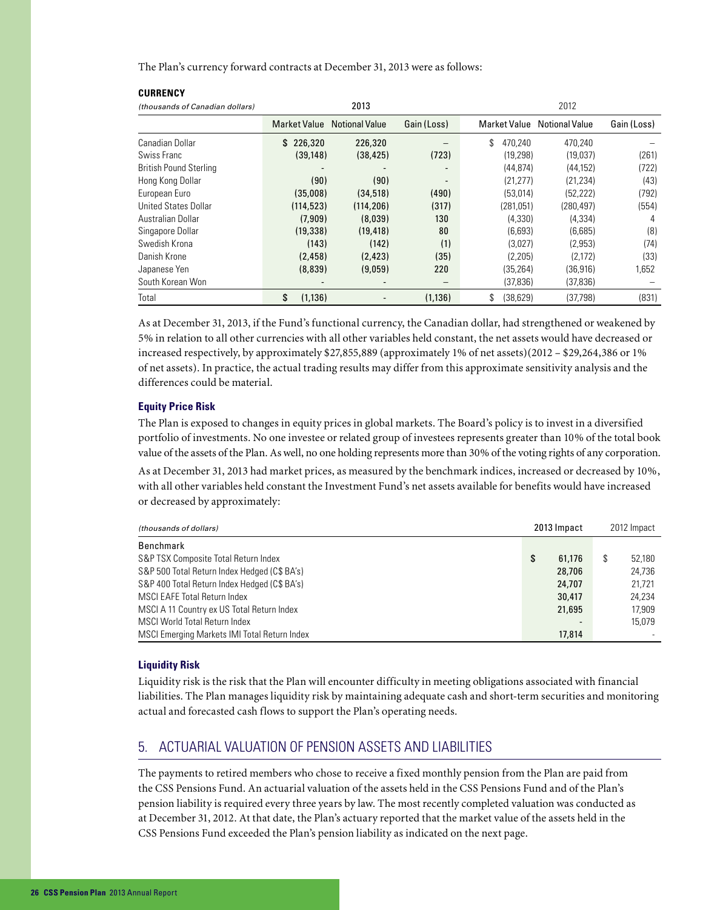The Plan's currency forward contracts at December 31, 2013 were as follows:

**CURRENCY**

| *(thousands of Canadian dollars)* | 2013 | | | 2012 | | |
|---|---|---|---|---|---|---|
| | Market Value | Notional Value | Gain (Loss) | Market Value | Notional Value | Gain (Loss) |
| Canadian Dollar | $ 226,320 | 226,320 | – | $ 470,240 | 470,240 | – |
| Swiss Franc | (39,148) | (38,425) | (723) | (19,298) | (19,037) | (261) |
| British Pound Sterling | - | - | - | (44,874) | (44,152) | (722) |
| Hong Kong Dollar | (90) | (90) | - | (21,277) | (21,234) | (43) |
| European Euro | (35,008) | (34,518) | (490) | (53,014) | (52,222) | (792) |
| United States Dollar | (114,523) | (114,206) | (317) | (281,051) | (280,497) | (554) |
| Australian Dollar | (7,909) | (8,039) | 130 | (4,330) | (4,334) | 4 |
| Singapore Dollar | (19,338) | (19,418) | 80 | (6,693) | (6,685) | (8) |
| Swedish Krona | (143) | (142) | (1) | (3,027) | (2,953) | (74) |
| Danish Krone | (2,458) | (2,423) | (35) | (2,205) | (2,172) | (33) |
| Japanese Yen | (8,839) | (9,059) | 220 | (35,264) | (36,916) | 1,652 |
| South Korean Won | - | - | – | (37,836) | (37,836) | – |
| Total | $ (1,136) | - | (1,136) | $ (38,629) | (37,798) | (831) |

As at December 31, 2013, if the Fund's functional currency, the Canadian dollar, had strengthened or weakened by 5% in relation to all other currencies with all other variables held constant, the net assets would have decreased or increased respectively, by approximately $27,855,889 (approximately 1% of net assets)(2012 – $29,264,386 or 1% of net assets). In practice, the actual trading results may differ from this approximate sensitivity analysis and the differences could be material.

### Equity Price Risk

The Plan is exposed to changes in equity prices in global markets. The Board's policy is to invest in a diversified portfolio of investments. No one investee or related group of investees represents greater than 10% of the total book value of the assets of the Plan. As well, no one holding represents more than 30% of the voting rights of any corporation.

As at December 31, 2013 had market prices, as measured by the benchmark indices, increased or decreased by 10%, with all other variables held constant the Investment Fund's net assets available for benefits would have increased or decreased by approximately:

| *(thousands of dollars)* | 2013 Impact | 2012 Impact |
|---|---|---|
| Benchmark | | |
| S&P TSX Composite Total Return Index | $ 61,176 | $ 52,180 |
| S&P 500 Total Return Index Hedged (C$ BA's) | 28,706 | 24,736 |
| S&P 400 Total Return Index Hedged (C$ BA's) | 24,707 | 21,721 |
| MSCI EAFE Total Return Index | 30,417 | 24,234 |
| MSCI A 11 Country ex US Total Return Index | 21,695 | 17,909 |
| MSCI World Total Return Index | - | 15,079 |
| MSCI Emerging Markets IMI Total Return Index | 17,814 | - |

### Liquidity Risk

Liquidity risk is the risk that the Plan will encounter difficulty in meeting obligations associated with financial liabilities. The Plan manages liquidity risk by maintaining adequate cash and short-term securities and monitoring actual and forecasted cash flows to support the Plan's operating needs.

## 5. ACTUARIAL VALUATION OF PENSION ASSETS AND LIABILITIES

The payments to retired members who chose to receive a fixed monthly pension from the Plan are paid from the CSS Pensions Fund. An actuarial valuation of the assets held in the CSS Pensions Fund and of the Plan's pension liability is required every three years by law. The most recently completed valuation was conducted as at December 31, 2012. At that date, the Plan's actuary reported that the market value of the assets held in the CSS Pensions Fund exceeded the Plan's pension liability as indicated on the next page.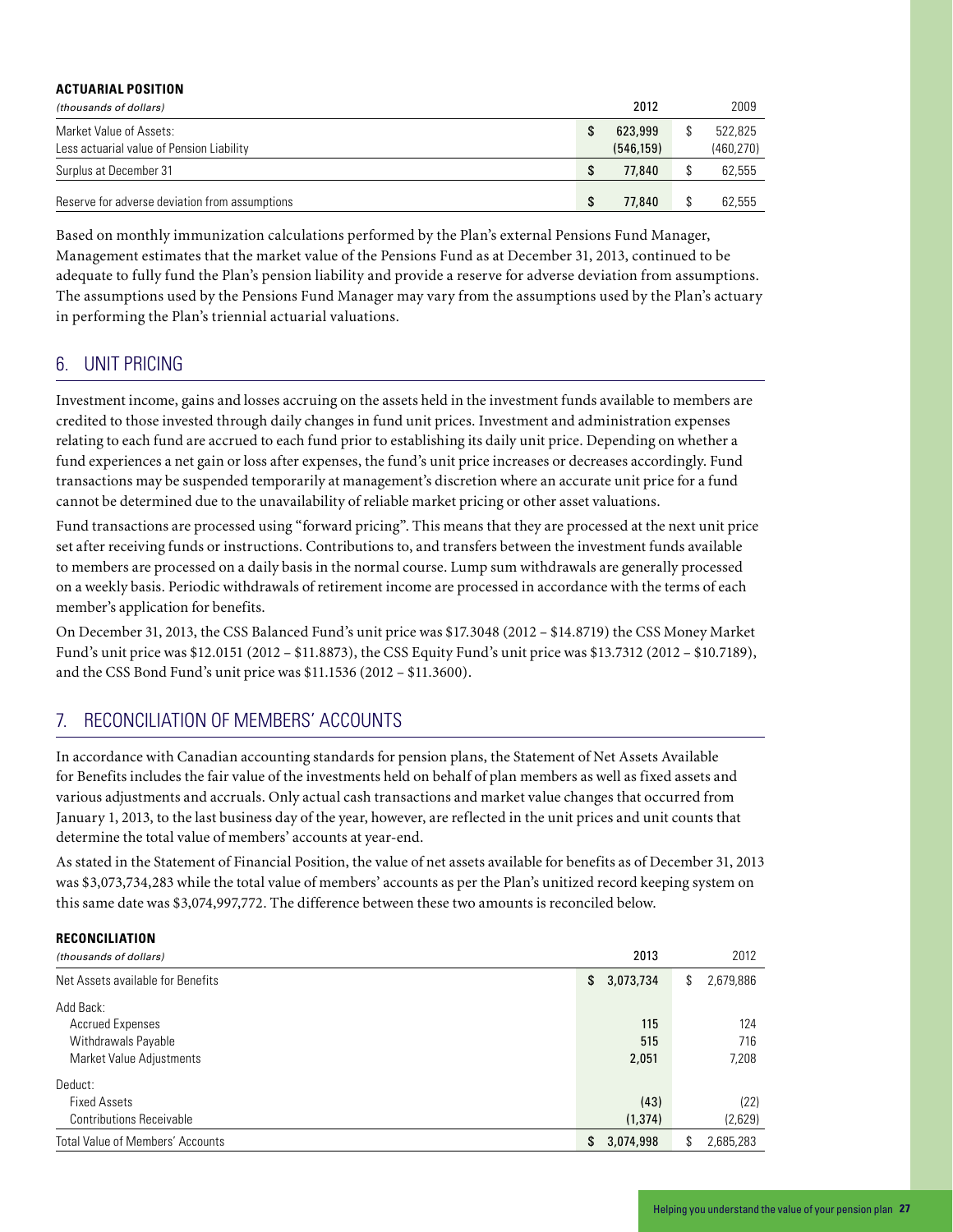**ACTUARIAL POSITION**

| *(thousands of dollars)* | 2012 | 2009 |
|---|---|---|
| Market Value of Assets: | $ 623,999 | $ 522,825 |
| Less actuarial value of Pension Liability | (546,159) | (460,270) |
| Surplus at December 31 | $ 77,840 | $ 62,555 |
| Reserve for adverse deviation from assumptions | $ 77,840 | $ 62,555 |

Based on monthly immunization calculations performed by the Plan's external Pensions Fund Manager, Management estimates that the market value of the Pensions Fund as at December 31, 2013, continued to be adequate to fully fund the Plan's pension liability and provide a reserve for adverse deviation from assumptions. The assumptions used by the Pensions Fund Manager may vary from the assumptions used by the Plan's actuary in performing the Plan's triennial actuarial valuations.

## 6. UNIT PRICING

Investment income, gains and losses accruing on the assets held in the investment funds available to members are credited to those invested through daily changes in fund unit prices. Investment and administration expenses relating to each fund are accrued to each fund prior to establishing its daily unit price. Depending on whether a fund experiences a net gain or loss after expenses, the fund's unit price increases or decreases accordingly. Fund transactions may be suspended temporarily at management's discretion where an accurate unit price for a fund cannot be determined due to the unavailability of reliable market pricing or other asset valuations.

Fund transactions are processed using "forward pricing". This means that they are processed at the next unit price set after receiving funds or instructions. Contributions to, and transfers between the investment funds available to members are processed on a daily basis in the normal course. Lump sum withdrawals are generally processed on a weekly basis. Periodic withdrawals of retirement income are processed in accordance with the terms of each member's application for benefits.

On December 31, 2013, the CSS Balanced Fund's unit price was $17.3048 (2012 – $14.8719) the CSS Money Market Fund's unit price was $12.0151 (2012 – $11.8873), the CSS Equity Fund's unit price was $13.7312 (2012 – $10.7189), and the CSS Bond Fund's unit price was $11.1536 (2012 – $11.3600).

## 7. RECONCILIATION OF MEMBERS' ACCOUNTS

In accordance with Canadian accounting standards for pension plans, the Statement of Net Assets Available for Benefits includes the fair value of the investments held on behalf of plan members as well as fixed assets and various adjustments and accruals. Only actual cash transactions and market value changes that occurred from January 1, 2013, to the last business day of the year, however, are reflected in the unit prices and unit counts that determine the total value of members' accounts at year-end.

As stated in the Statement of Financial Position, the value of net assets available for benefits as of December 31, 2013 was $3,073,734,283 while the total value of members' accounts as per the Plan's unitized record keeping system on this same date was $3,074,997,772. The difference between these two amounts is reconciled below.

**RECONCILIATION**

| *(thousands of dollars)* | 2013 | 2012 |
|---|---|---|
| Net Assets available for Benefits | $ 3,073,734 | $ 2,679,886 |
| Add Back: | | |
| Accrued Expenses | 115 | 124 |
| Withdrawals Payable | 515 | 716 |
| Market Value Adjustments | 2,051 | 7,208 |
| Deduct: | | |
| Fixed Assets | (43) | (22) |
| Contributions Receivable | (1,374) | (2,629) |
| Total Value of Members' Accounts | $ 3,074,998 | $ 2,685,283 |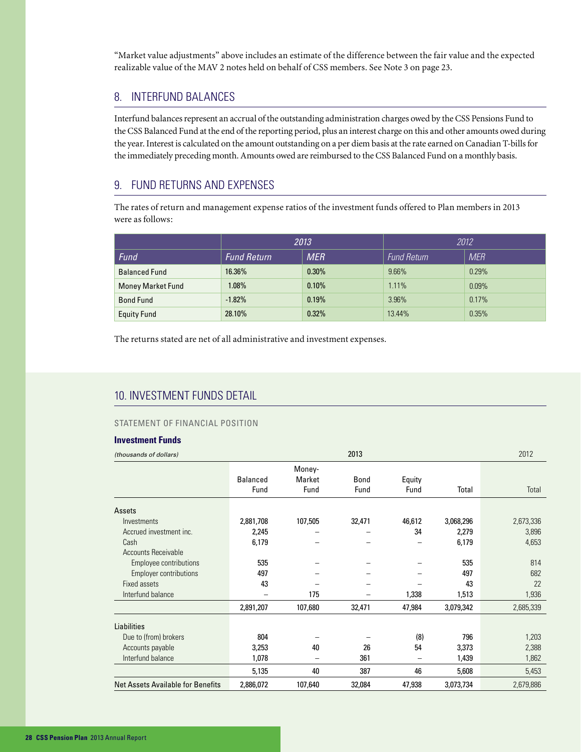"Market value adjustments" above includes an estimate of the difference between the fair value and the expected realizable value of the MAV 2 notes held on behalf of CSS members. See Note 3 on page 23.

## 8. INTERFUND BALANCES

Interfund balances represent an accrual of the outstanding administration charges owed by the CSS Pensions Fund to the CSS Balanced Fund at the end of the reporting period, plus an interest charge on this and other amounts owed during the year. Interest is calculated on the amount outstanding on a per diem basis at the rate earned on Canadian T-bills for the immediately preceding month. Amounts owed are reimbursed to the CSS Balanced Fund on a monthly basis.

## 9. FUND RETURNS AND EXPENSES

The rates of return and management expense ratios of the investment funds offered to Plan members in 2013 were as follows:

| | *2013* | | *2012* | |
|---|---|---|---|---|
| *Fund* | *Fund Return* | *MER* | *Fund Return* | *MER* |
| Balanced Fund | 16.36% | 0.30% | 9.66% | 0.29% |
| Money Market Fund | 1.08% | 0.10% | 1.11% | 0.09% |
| Bond Fund | -1.82% | 0.19% | 3.96% | 0.17% |
| Equity Fund | 28.10% | 0.32% | 13.44% | 0.35% |

The returns stated are net of all administrative and investment expenses.

## 10. INVESTMENT FUNDS DETAIL

### STATEMENT OF FINANCIAL POSITION

**Investment Funds**

| *(thousands of dollars)* | 2013 | | | | | 2012 |
|---|---|---|---|---|---|---|
| | Balanced Fund | Money-Market Fund | Bond Fund | Equity Fund | Total | Total |
| **Assets** | | | | | | |
| Investments | 2,881,708 | 107,505 | 32,471 | 46,612 | 3,068,296 | 2,673,336 |
| Accrued investment inc. | 2,245 | – | – | 34 | 2,279 | 3,896 |
| Cash | 6,179 | – | – | – | 6,179 | 4,653 |
| Accounts Receivable | | | | | | |
| Employee contributions | 535 | – | – | – | 535 | 814 |
| Employer contributions | 497 | – | – | – | 497 | 682 |
| Fixed assets | 43 | – | – | – | 43 | 22 |
| Interfund balance | – | 175 | – | 1,338 | 1,513 | 1,936 |
| | 2,891,207 | 107,680 | 32,471 | 47,984 | 3,079,342 | 2,685,339 |
| **Liabilities** | | | | | | |
| Due to (from) brokers | 804 | – | – | (8) | 796 | 1,203 |
| Accounts payable | 3,253 | 40 | 26 | 54 | 3,373 | 2,388 |
| Interfund balance | 1,078 | – | 361 | – | 1,439 | 1,862 |
| | 5,135 | 40 | 387 | 46 | 5,608 | 5,453 |
| Net Assets Available for Benefits | 2,886,072 | 107,640 | 32,084 | 47,938 | 3,073,734 | 2,679,886 |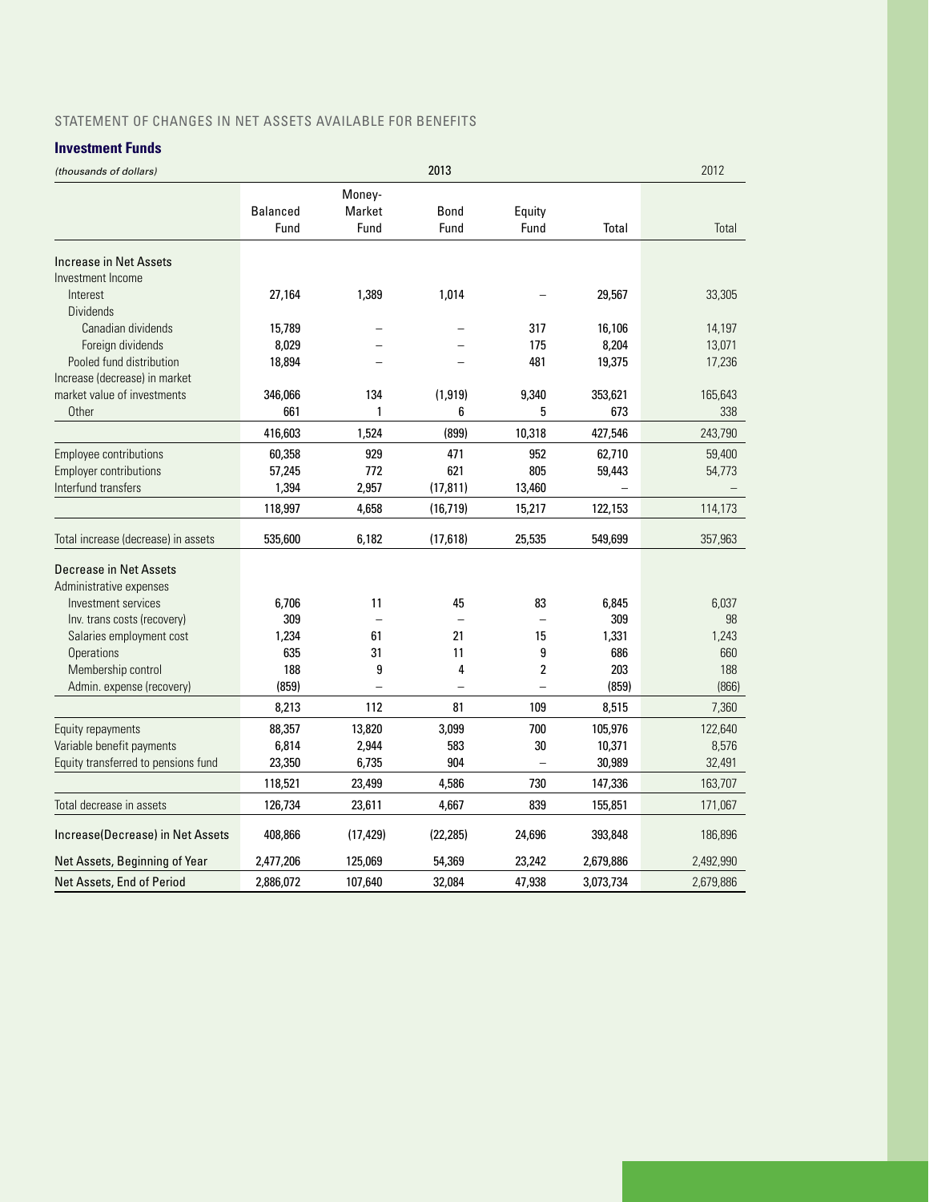STATEMENT OF CHANGES IN NET ASSETS AVAILABLE FOR BENEFITS

**Investment Funds**

| *(thousands of dollars)* | 2013 | | | | | 2012 |
|---|---|---|---|---|---|---|
| | Balanced Fund | Money-Market Fund | Bond Fund | Equity Fund | Total | Total |
| **Increase in Net Assets** | | | | | | |
| Investment Income | | | | | | |
| Interest | 27,164 | 1,389 | 1,014 | – | 29,567 | 33,305 |
| Dividends | | | | | | |
| Canadian dividends | 15,789 | – | – | 317 | 16,106 | 14,197 |
| Foreign dividends | 8,029 | – | – | 175 | 8,204 | 13,071 |
| Pooled fund distribution | 18,894 | – | – | 481 | 19,375 | 17,236 |
| Increase (decrease) in market market value of investments | 346,066 | 134 | (1,919) | 9,340 | 353,621 | 165,643 |
| Other | 661 | 1 | 6 | 5 | 673 | 338 |
| | 416,603 | 1,524 | (899) | 10,318 | 427,546 | 243,790 |
| Employee contributions | 60,358 | 929 | 471 | 952 | 62,710 | 59,400 |
| Employer contributions | 57,245 | 772 | 621 | 805 | 59,443 | 54,773 |
| Interfund transfers | 1,394 | 2,957 | (17,811) | 13,460 | – | – |
| | 118,997 | 4,658 | (16,719) | 15,217 | 122,153 | 114,173 |
| Total increase (decrease) in assets | 535,600 | 6,182 | (17,618) | 25,535 | 549,699 | 357,963 |
| **Decrease in Net Assets** | | | | | | |
| Administrative expenses | | | | | | |
| Investment services | 6,706 | 11 | 45 | 83 | 6,845 | 6,037 |
| Inv. trans costs (recovery) | 309 | – | – | – | 309 | 98 |
| Salaries employment cost | 1,234 | 61 | 21 | 15 | 1,331 | 1,243 |
| Operations | 635 | 31 | 11 | 9 | 686 | 660 |
| Membership control | 188 | 9 | 4 | 2 | 203 | 188 |
| Admin. expense (recovery) | (859) | – | – | – | (859) | (866) |
| | 8,213 | 112 | 81 | 109 | 8,515 | 7,360 |
| Equity repayments | 88,357 | 13,820 | 3,099 | 700 | 105,976 | 122,640 |
| Variable benefit payments | 6,814 | 2,944 | 583 | 30 | 10,371 | 8,576 |
| Equity transferred to pensions fund | 23,350 | 6,735 | 904 | – | 30,989 | 32,491 |
| | 118,521 | 23,499 | 4,586 | 730 | 147,336 | 163,707 |
| Total decrease in assets | 126,734 | 23,611 | 4,667 | 839 | 155,851 | 171,067 |
| **Increase(Decrease) in Net Assets** | 408,866 | (17,429) | (22,285) | 24,696 | 393,848 | 186,896 |
| **Net Assets, Beginning of Year** | 2,477,206 | 125,069 | 54,369 | 23,242 | 2,679,886 | 2,492,990 |
| **Net Assets, End of Period** | 2,886,072 | 107,640 | 32,084 | 47,938 | 3,073,734 | 2,679,886 |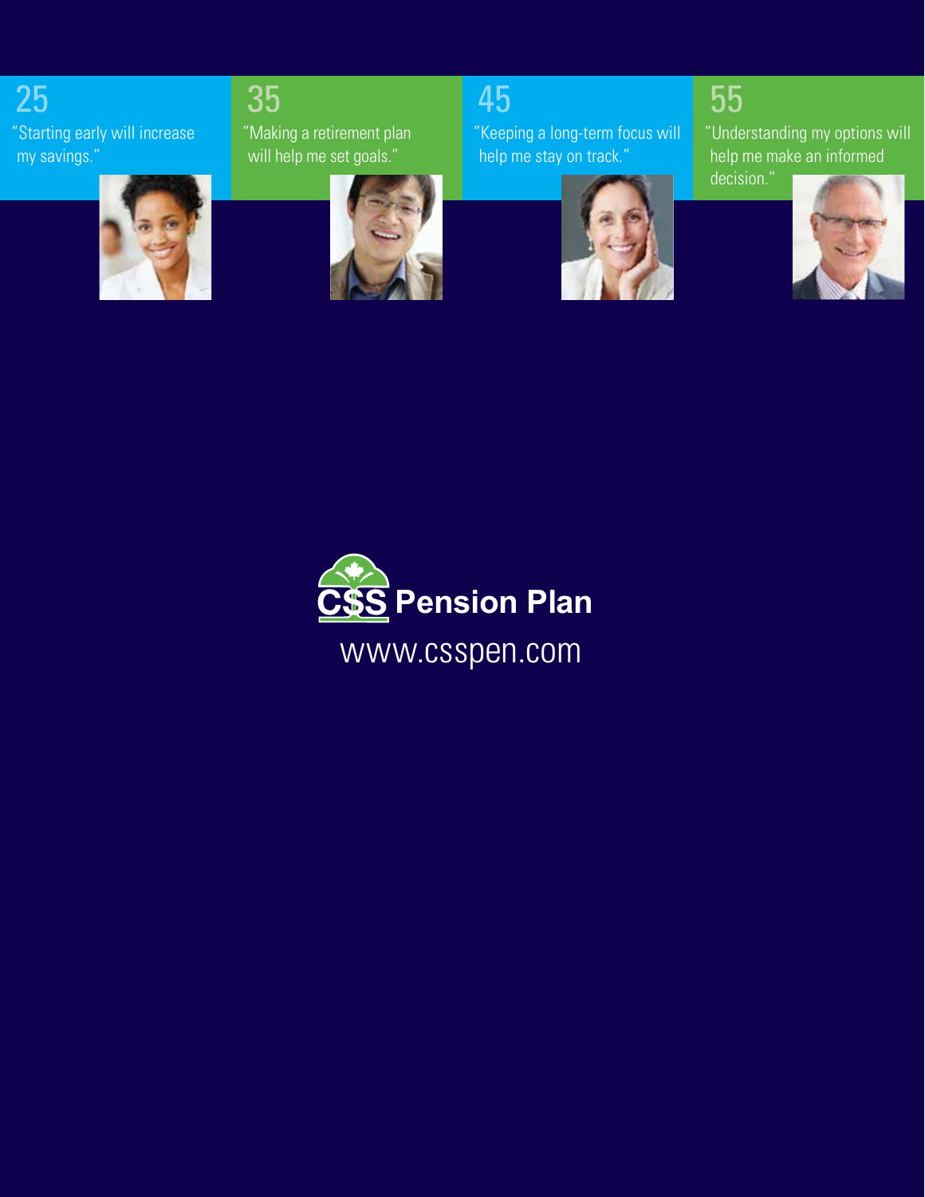25

"Starting early will increase my savings."

35

"Making a retirement plan will help me set goals."

45

"Keeping a long-term focus will help me stay on track."

55

"Understanding my options will help me make an informed decision."

CSS Pension Plan

www.csspen.com